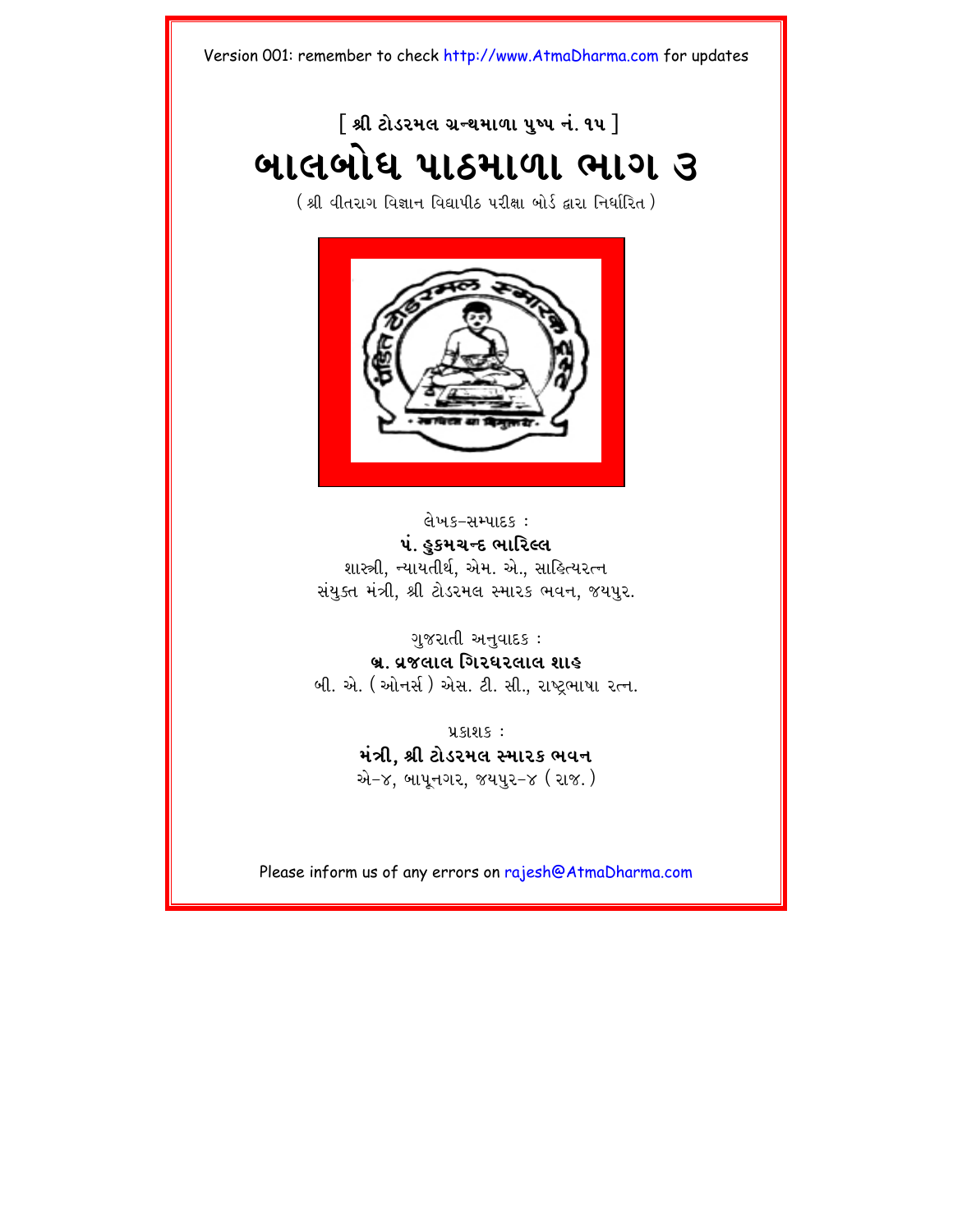Version 001: remember to check http://www.AtmaDharma.com for updates

[ શ્રી ટોડરમલ ગ્રન્થમાળા પુષ્પ નં. ૧૫ ]

# બાલબોધ પાઠમાળા ભાગ ૩

( શ્રી વીતરાગ વિજ્ઞાન વિદ્યાપીઠ પરીક્ષા બોર્ડ દ્વારા નિર્ધારિત )

લેખક–સમ્પાદક :

**પં. હુકમચન્દ ભારિલ્લ**

શાસ્ત્રી, ન્યાયતીર્થ, એમ. એ., સાહિત્યરત્ન

સંયુક્ત મંત્રી, શ્રી ટોડરમલ સ્મારક ભવન, જયપુર.

ગુજરાતી અનુવાદક :

**બ્ર. વ્રજલાલ ગિરધરલાલ શાહ**

બી. એ. ( ઓનર્સ ) એસ. ટી. સી., રાષ્ટ્રભાષા રત્ન.

પ્રકાશક :

**મંત્રી, શ્રી ટોડરમલ સ્મારક ભવન**

એ–૪, બાપૂનગર, જયપુર–૪ ( રાજ. )

Please inform us of any errors on rajesh@AtmaDharma.com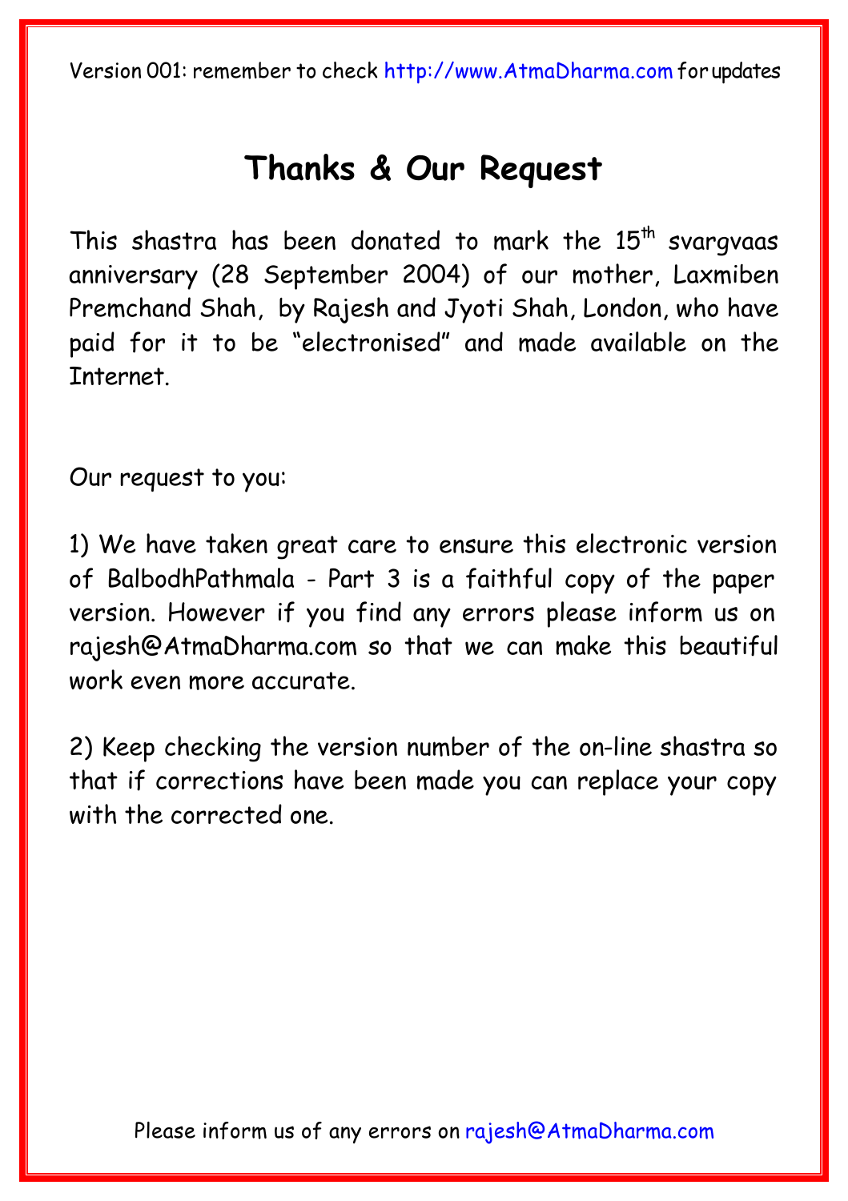Version 001: remember to check http://www.AtmaDharma.com for updates

# Thanks & Our Request

This shastra has been donated to mark the 15th svargvaas anniversary (28 September 2004) of our mother, Laxmiben Premchand Shah, by Rajesh and Jyoti Shah, London, who have paid for it to be "electronised" and made available on the Internet.

Our request to you:

1) We have taken great care to ensure this electronic version of BalbodhPathmala - Part 3 is a faithful copy of the paper version. However if you find any errors please inform us on rajesh@AtmaDharma.com so that we can make this beautiful work even more accurate.

2) Keep checking the version number of the on-line shastra so that if corrections have been made you can replace your copy with the corrected one.

Please inform us of any errors on rajesh@AtmaDharma.com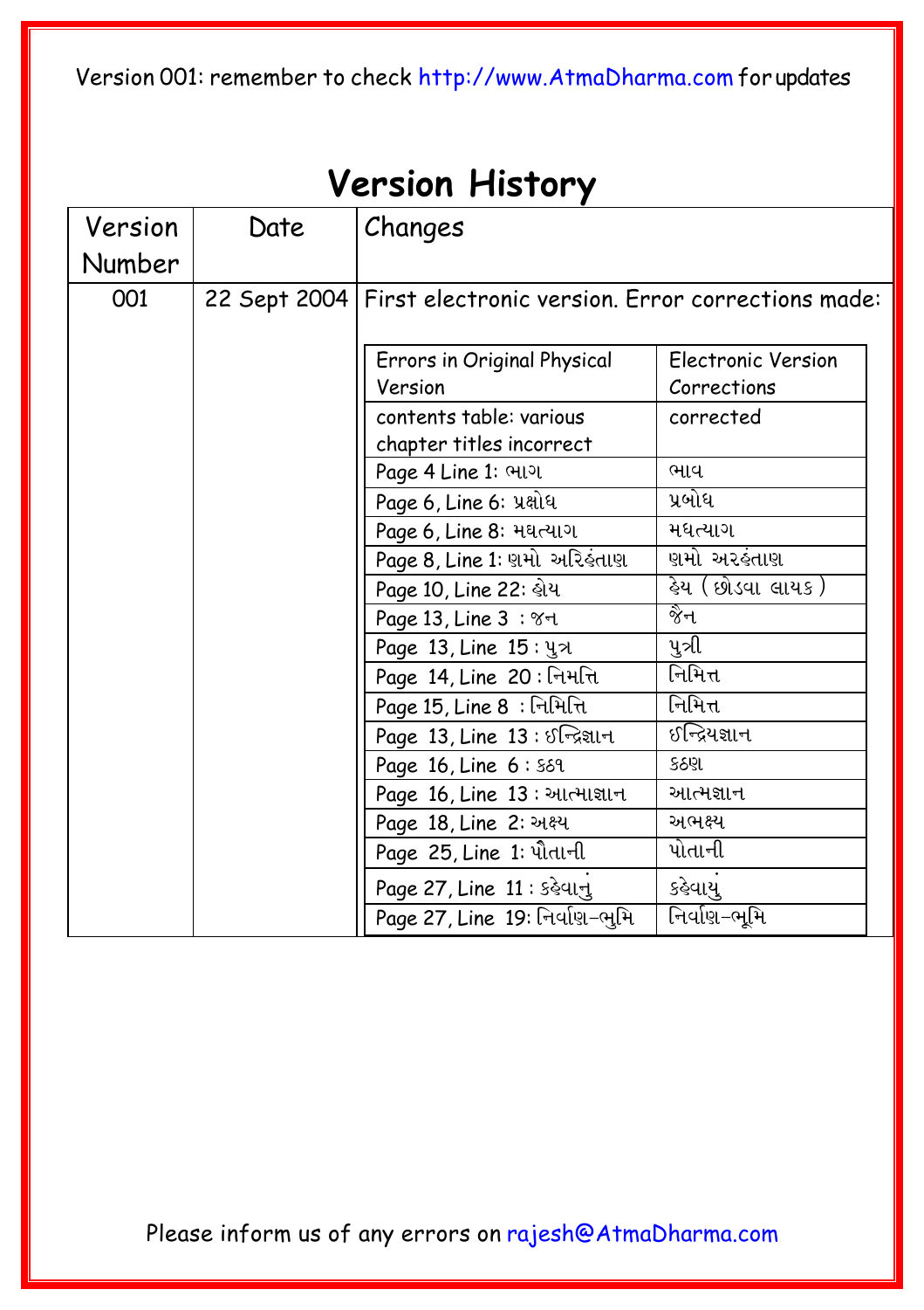Version 001: remember to check http://www.AtmaDharma.com for updates

# Version History

| Version Number | Date | Changes |
|---|---|---|
| 001 | 22 Sept 2004 | First electronic version. Error corrections made: |

| Errors in Original Physical Version | Electronic Version Corrections |
|---|---|
| contents table: various chapter titles incorrect | corrected |
| Page 4 Line 1: ભાગ | ભાવ |
| Page 6, Line 6: પ્રક્ષોધ | પ્રબોધ |
| Page 6, Line 8: મધત્યાગ | મધત્યાગ |
| Page 8, Line 1: ણમો અરિહંતાણ | ણમો અરહંતાણ |
| Page 10, Line 22: હોય | હેય (છોડવા લાયક) |
| Page 13, Line 3 : જન | જૈન |
| Page 13, Line 15 : પુત્ર | પુત્રી |
| Page 14, Line 20 : નિમત્તિ | નિમિત્ત |
| Page 15, Line 8 : નિમિત્તિ | નિમિત્ત |
| Page 13, Line 13 : ઈન્દ્રિજ્ઞાન | ઈન્દ્રિયજ્ઞાન |
| Page 16, Line 6 : કઠી | કઠણ |
| Page 16, Line 13 : આત્માજ્ઞાન | આત્મજ્ઞાન |
| Page 18, Line 2: અક્ષ્ય | અભક્ષ્ય |
| Page 25, Line 1: પૌતાની | પોતાની |
| Page 27, Line 11 : કહેવાનું | કહેવાયું |
| Page 27, Line 19: નિર્વાણ-ભુમિ | નિર્વાણ-ભૂમિ |

Please inform us of any errors on rajesh@AtmaDharma.com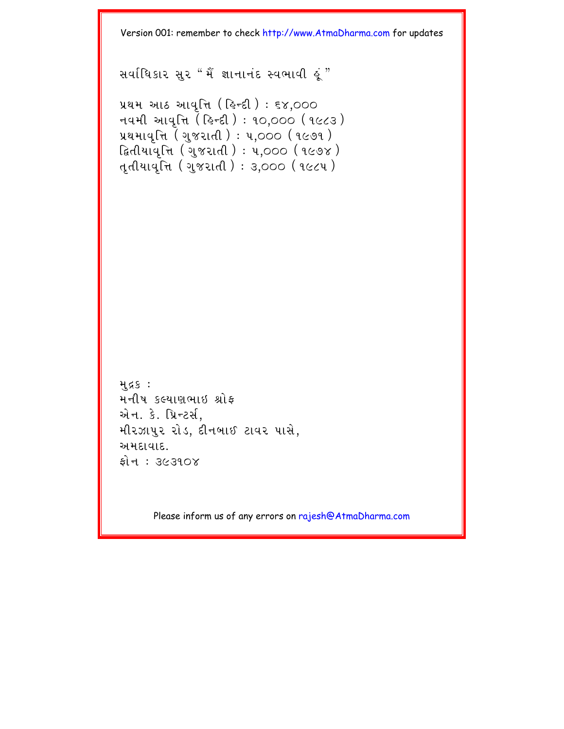Version 001: remember to check http://www.AtmaDharma.com for updates

સર્વાધિકાર સુર "મૈં જ્ઞાનાનંદ સ્વભાવી હૂં"

પ્રથમ આઠ આવૃત્તિ (હિન્દી) : ૬૪,૦૦૦
નવમી આવૃત્તિ (હિન્દી) : ૧૦,૦૦૦ (૧૯૮૩)
પ્રથમાવૃત્તિ (ગુજરાતી) : ૫,૦૦૦ (૧૯૭૧)
દ્વિતીયાવૃત્તિ (ગુજરાતી) : ૫,૦૦૦ (૧૯૭૪)
તૃતીયાવૃત્તિ (ગુજરાતી) : ૩,૦૦૦ (૧૯૮૫)

મુદ્રક :
મનીષ કલ્યાણભાઇ શ્રોફ
એન. કે. પ્રિન્ટર્સ,
મીરઝાપુર રોડ, દીનબાઈ ટાવર પાસે,
અમદાવાદ.
ફોન : ૩૯૩૧૦૪

Please inform us of any errors on rajesh@AtmaDharma.com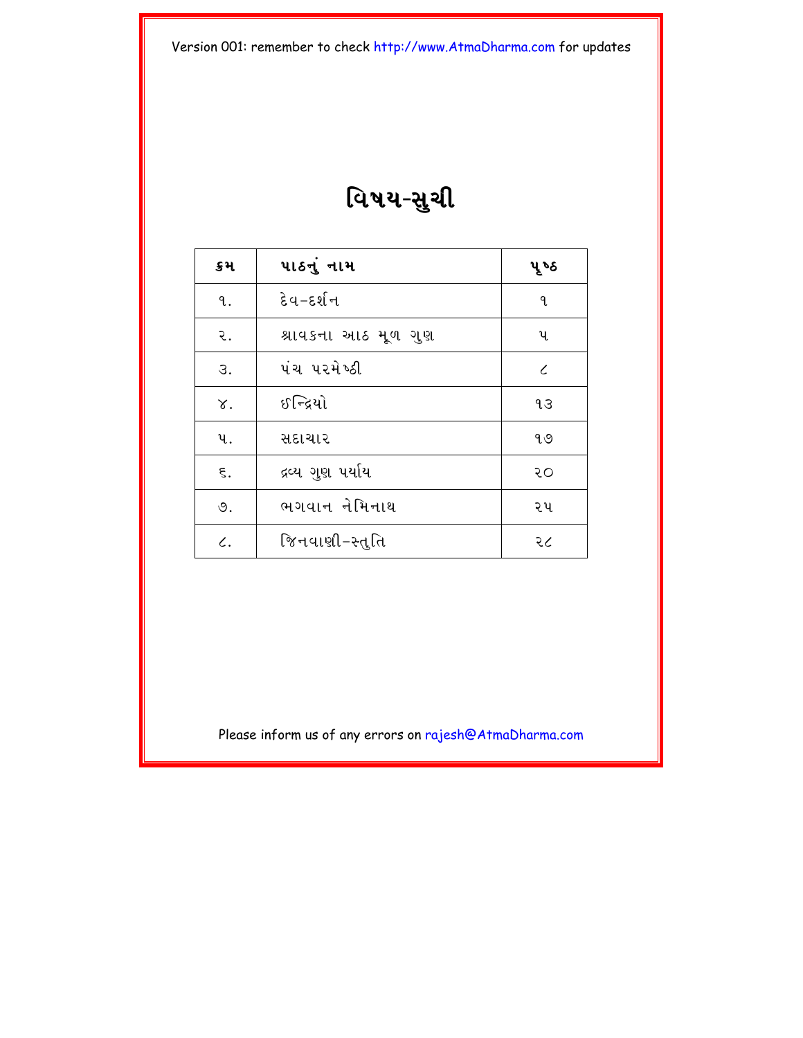Version 001: remember to check http://www.AtmaDharma.com for updates

# વિષય-સુચી

| ક્રમ | પાઠનું નામ | પૃષ્ઠ |
|---|---|---|
| ૧. | દેવ-દર્શન | ૧ |
| ૨. | શ્રાવકના આઠ મૂળ ગુણ | ૫ |
| ૩. | પંચ પરમેષ્ઠી | ૮ |
| ૪. | ઈન્દ્રિયો | ૧૩ |
| ૫. | સદાચાર | ૧૭ |
| ૬. | દ્રવ્ય ગુણ પર્યાય | ૨૦ |
| ૭. | ભગવાન નેમિનાથ | ૨૫ |
| ૮. | જિનવાણી-સ્તુતિ | ૨૮ |

Please inform us of any errors on rajesh@AtmaDharma.com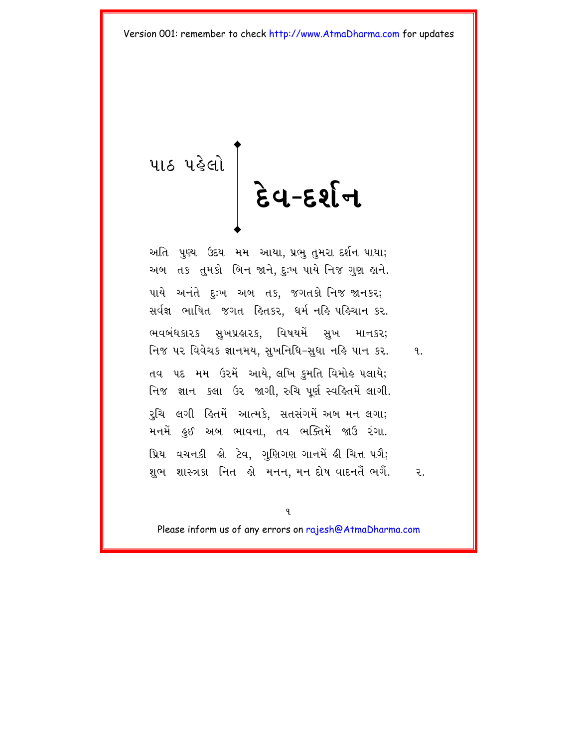પાઠ પહેલો

# દેવ-દર્શન

અતિ પુણ્ય ઉદય મમ આયા, પ્રભુ તુમરા દર્શન પાયા;
અબ તક તુમકો બિન જાને, દુઃખ પાયે નિજ ગુણ હાને.

પાયે અનંતે દુઃખ અબ તક, જગતકો નિજ જાનકર;
સર્વજ્ઞ ભાષિત જગત હિતકર, ધર્મ નહિ પહિચાન કર.

ભવબંધકારક સુખપ્રહારક, વિષયમેં સુખ માનકર;
નિજ પર વિવેચક જ્ઞાનમય, સુખનિધિ-સુધા નહિ પાન કર. ૧.

તવ પદ મમ ઉરમેં આયે, લખિ કુમતિ વિમોહ પલાયે;
નિજ જ્ઞાન કલા ઉર જાગી, રુચિ પૂર્ણ સ્વહિતમેં લાગી.

રુચિ લગી હિતમેં આત્મકે, સતસંગમેં અબ મન લગા;
મનમેં હુઈ અબ ભાવના, તવ ભક્તિમેં જાઉ રંગા.

પ્રિય વચનકી હો ટેવ, ગુણિગણ ગાનમેં હી ચિત્ત પગૈ;
શુભ શાસ્ત્રકા નિત હો મનન, મન દોષ વાદનતૈં ભગૈં. ૨.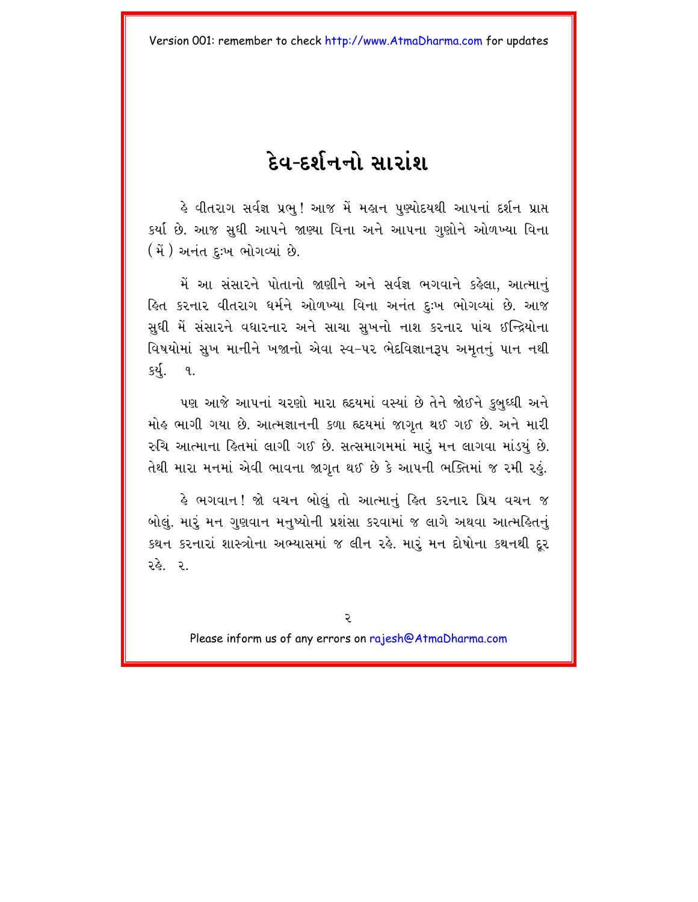# દેવ-દર્શનનો સારાંશ

હે વીતરાગ સર્વજ્ઞ પ્રભુ! આજ મેં મહાન પુણ્યોદયથી આપનાં દર્શન પ્રાપ્ત કર્યા છે. આજ સુધી આપને જાણ્યા વિના અને આપના ગુણોને ઓળખ્યા વિના (મેં) અનંત દુઃખ ભોગવ્યાં છે.

મેં આ સંસારને પોતાનો જાણીને અને સર્વજ્ઞ ભગવાને કહેલા, આત્માનું હિત કરનાર વીતરાગ ધર્મને ઓળખ્યા વિના અનંત દુઃખ ભોગવ્યાં છે. આજ સુધી મેં સંસારને વધારનાર અને સાચા સુખનો નાશ કરનાર પાંચ ઈન્દ્રિયોના વિષયોમાં સુખ માનીને ખજાનો એવા સ્વ-પર ભેદવિજ્ઞાનરૂપ અમૃતનું પાન નથી કર્યુ. ૧.

પણ આજે આપનાં ચરણો મારા હૃદયમાં વસ્યાં છે તેને જોઈને કુબુધ્ધી અને મોહ ભાગી ગયા છે. આત્મજ્ઞાનની કળા હૃદયમાં જાગૃત થઈ ગઈ છે. અને મારી રુચિ આત્માના હિતમાં લાગી ગઈ છે. સત્સમાગમમાં મારું મન લાગવા માંડયું છે. તેથી મારા મનમાં એવી ભાવના જાગૃત થઈ છે કે આપની ભક્તિમાં જ રમી રહું.

હે ભગવાન! જો વચન બોલું તો આત્માનું હિત કરનાર પ્રિય વચન જ બોલું. મારું મન ગુણવાન મનુષ્યોની પ્રશંસા કરવામાં જ લાગે અથવા આત્મહિતનું કથન કરનારાં શાસ્ત્રોના અભ્યાસમાં જ લીન રહે. મારું મન દોષોના કથનથી દૂર રહે. ૨.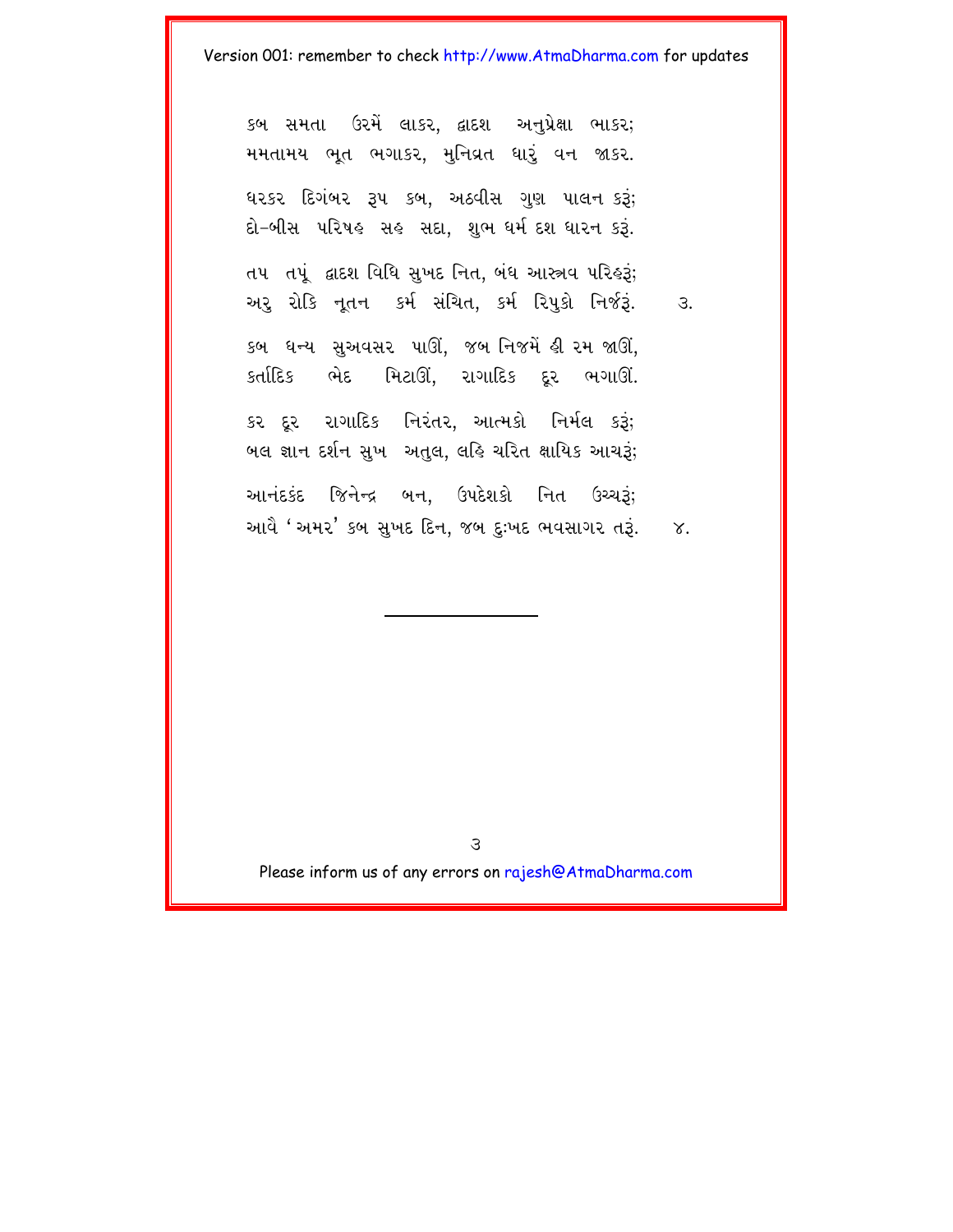કબ સમતા ઉરમેં લાકર, દ્વાદશ અનુપ્રેક્ષા ભાકર;
મમતામય ભૂત ભગાકર, મુનિવ્રત ધારું વન જાકર.

ધરકર દિગંબર રૂપ કબ, અઠવીસ ગુણ પાલન કરૂં;
દો-બીસ પરિષહ સહ સદા, શુભ ધર્મ દશ ધારન કરૂં.

તપ તપૂં દ્વાદશ વિધિ સુખદ નિત, બંધ આસ્ત્રવ પરિહરૂં;
અરુ રોકિ નૂતન કર્મ સંચિત, કર્મ રિપુકો નિર્જરૂં. ૩.

કબ ધન્ય સુઅવસર પાઊં, જબ નિજમેં હી રમ જાઊં,
કર્તાદિક ભેદ મિટાઊં, રાગાદિક દૂર ભગાઊં.

કર દૂર રાગાદિક નિરંતર, આત્મકો નિર્મલ કરૂં;
બલ જ્ઞાન દર્શન સુખ અતુલ, લહિ ચરિત ક્ષાયિક આચરૂં;

આનંદકંદ જિનેન્દ્ર બન, ઉપદેશકો નિત ઉચ્ચરૂં;
આવૈ 'અમર' કબ સુખદ દિન, જબ દુઃખદ ભવસાગર તરૂં. ૪.

---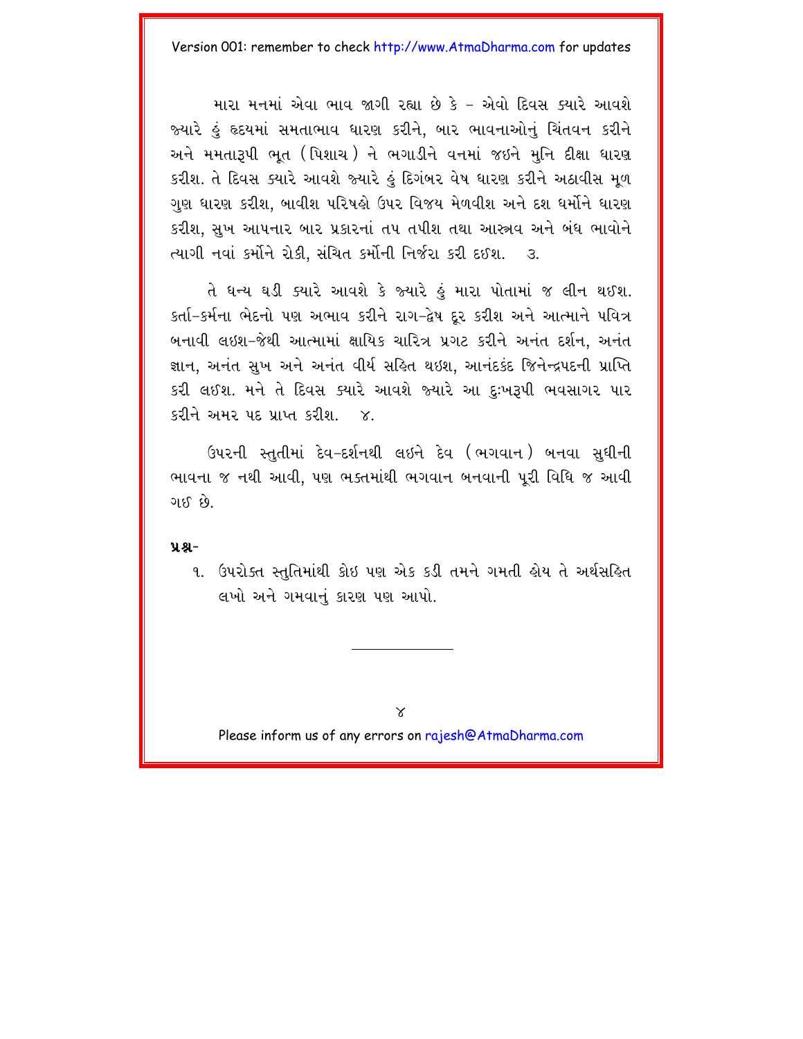મારા મનમાં એવા ભાવ જાગી રહ્યા છે કે – એવો દિવસ ક્યારે આવશે જ્યારે હું હૃદયમાં સમતાભાવ ધારણ કરીને, બાર ભાવનાઓનું ચિંતવન કરીને અને મમતારૂપી ભૂત (પિશાચ) ને ભગાડીને વનમાં જઇને મુનિ દીક્ષા ધારણ કરીશ. તે દિવસ ક્યારે આવશે જ્યારે હું દિગંબર વેષ ધારણ કરીને અઠાવીસ મૂળ ગુણ ધારણ કરીશ, બાવીશ પરિષહો ઉપર વિજય મેળવીશ અને દશ ધર્મોને ધારણ કરીશ, સુખ આપનાર બાર પ્રકારનાં તપ તપીશ તથા આસ્ત્રવ અને બંધ ભાવોને ત્યાગી નવાં કર્મોને રોકી, સંચિત કર્મોની નિર્જરા કરી દઈશ. ૩.

તે ધન્ય ઘડી ક્યારે આવશે કે જ્યારે હું મારા પોતામાં જ લીન થઈશ. કર્તા–કર્મના ભેદનો પણ અભાવ કરીને રાગ–દ્વેષ દૂર કરીશ અને આત્માને પવિત્ર બનાવી લઇશ–જેથી આત્મામાં ક્ષાયિક ચારિત્ર પ્રગટ કરીને અનંત દર્શન, અનંત જ્ઞાન, અનંત સુખ અને અનંત વીર્ય સહિત થઇશ, આનંદકંદ જિનેન્દ્રપદની પ્રાપ્તિ કરી લઈશ. મને તે દિવસ ક્યારે આવશે જ્યારે આ દુઃખરૂપી ભવસાગર પાર કરીને અમર પદ પ્રાપ્ત કરીશ. ૪.

ઉપરની સ્તુતીમાં દેવ–દર્શનથી લઇને દેવ (ભગવાન) બનવા સુધીની ભાવના જ નથી આવી, પણ ભક્તમાંથી ભગવાન બનવાની પૂરી વિધિ જ આવી ગઈ છે.

**પ્રશ્ન–**

૧. ઉપરોક્ત સ્તુતિમાંથી કોઇ પણ એક કડી તમને ગમતી હોય તે અર્થસહિત લખો અને ગમવાનું કારણ પણ આપો.

---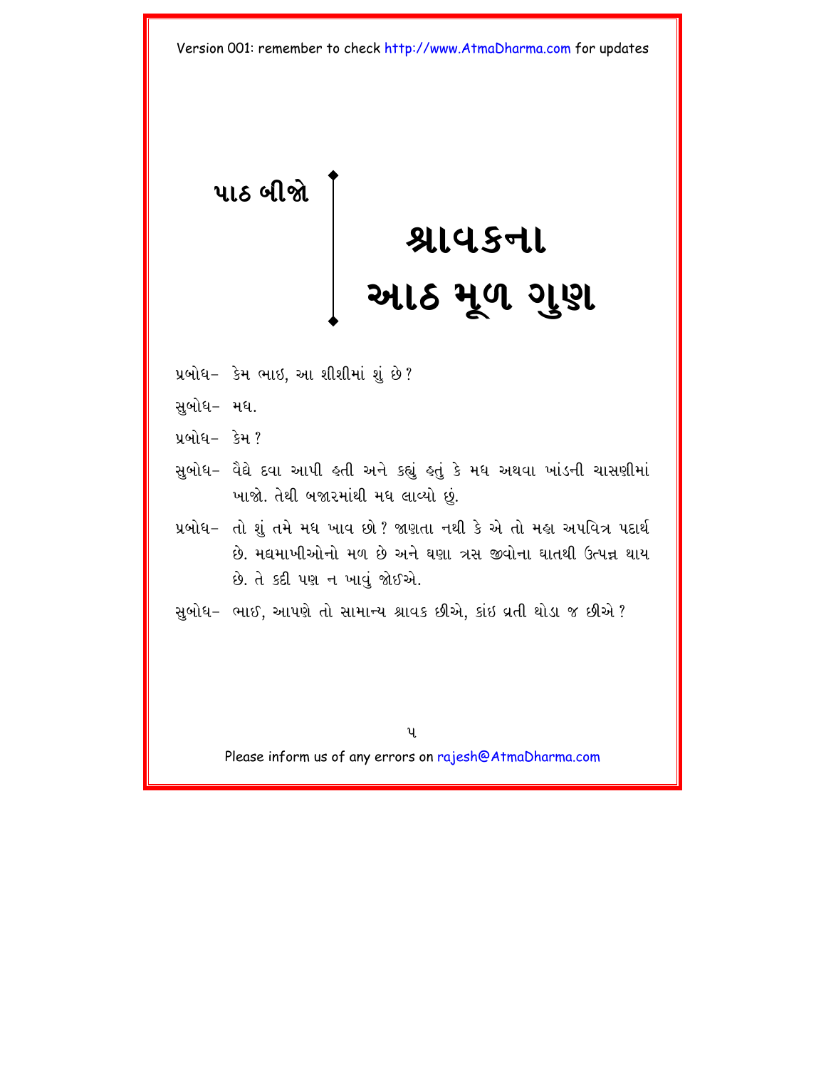પાઠ બીજો

# શ્રાવકના આઠ મૂળ ગુણ

પ્રબોધ– કેમ ભાઇ, આ શીશીમાં શું છે?

સુબોધ– મધ.

પ્રબોધ– કેમ?

સુબોધ– વૈદ્યે દવા આપી હતી અને કહ્યું હતું કે મધ અથવા ખાંડની ચાસણીમાં ખાજો. તેથી બજારમાંથી મધ લાવ્યો છું.

પ્રબોધ– તો શું તમે મધ ખાવ છો? જાણતા નથી કે એ તો મહા અપવિત્ર પદાર્થ છે. મધમાખીઓનો મળ છે અને ઘણા ત્રસ જીવોના ઘાતથી ઉત્પન્ન થાય છે. તે કદી પણ ન ખાવું જોઈએ.

સુબોધ– ભાઈ, આપણે તો સામાન્ય શ્રાવક છીએ, કાંઇ વ્રતી થોડા જ છીએ?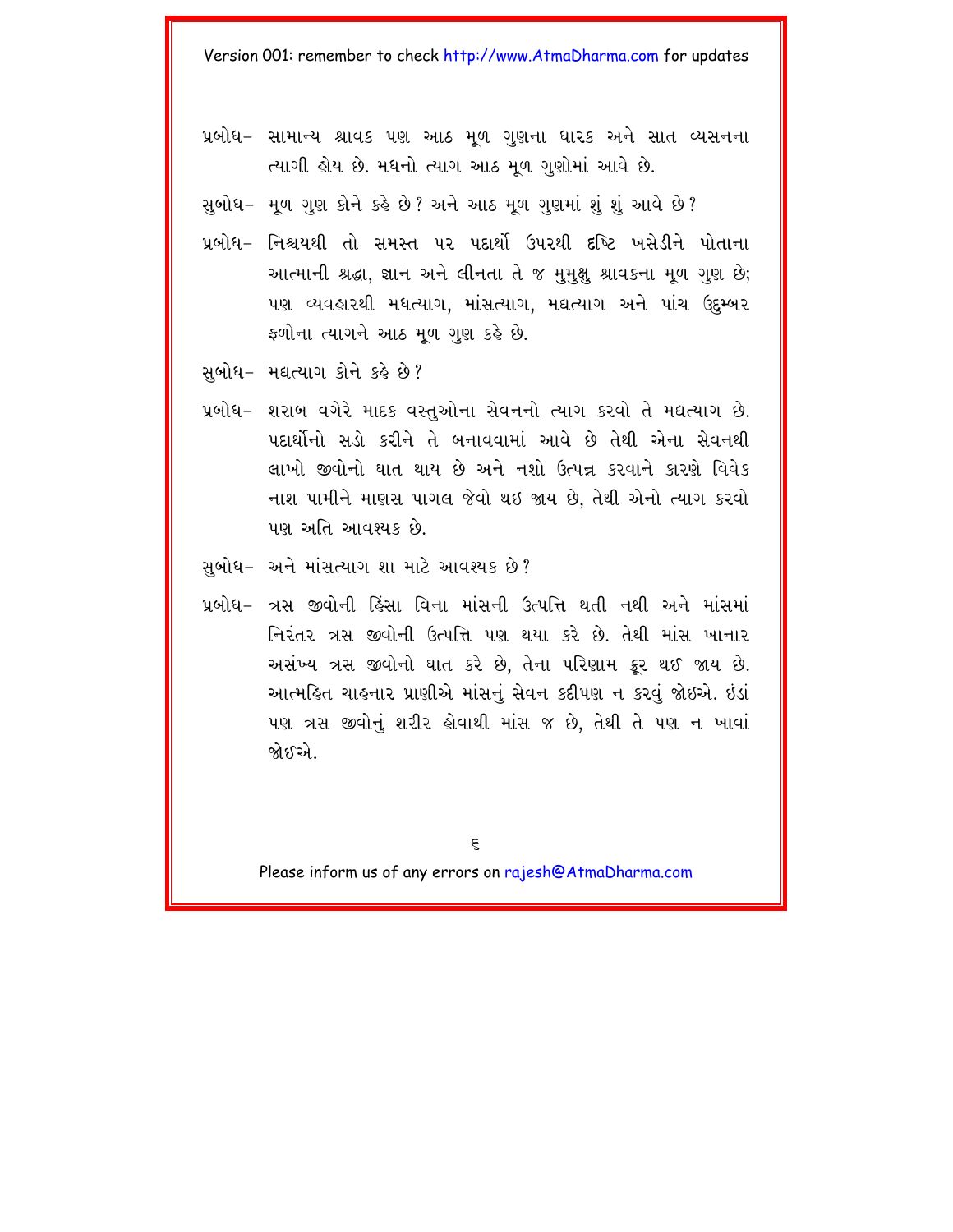પ્રબોધ– સામાન્ય શ્રાવક પણ આઠ મૂળ ગુણના ધારક અને સાત વ્યસનના ત્યાગી હોય છે. મધનો ત્યાગ આઠ મૂળ ગુણોમાં આવે છે.

સુબોધ– મૂળ ગુણ કોને કહે છે? અને આઠ મૂળ ગુણમાં શું શું આવે છે?

પ્રબોધ– નિશ્ચયથી તો સમસ્ત પર પદાર્થો ઉપરથી દૃષ્ટિ ખસેડીને પોતાના આત્માની શ્રદ્ધા, જ્ઞાન અને લીનતા તે જ મુમુક્ષુ શ્રાવકના મૂળ ગુણ છે; પણ વ્યવહારથી મદ્યત્યાગ, માંસત્યાગ, મધત્યાગ અને પાંચ ઉદુમ્બર ફળોના ત્યાગને આઠ મૂળ ગુણ કહે છે.

સુબોધ– મદ્યત્યાગ કોને કહે છે?

પ્રબોધ– શરાબ વગેરે માદક વસ્તુઓના સેવનનો ત્યાગ કરવો તે મદ્યત્યાગ છે. પદાર્થોનો સડો કરીને તે બનાવવામાં આવે છે તેથી એના સેવનથી લાખો જીવોનો ઘાત થાય છે અને નશો ઉત્પન્ન કરવાને કારણે વિવેક નાશ પામીને માણસ પાગલ જેવો થઇ જાય છે, તેથી એનો ત્યાગ કરવો પણ અતિ આવશ્યક છે.

સુબોધ– અને માંસત્યાગ શા માટે આવશ્યક છે?

પ્રબોધ– ત્રસ જીવોની હિંસા વિના માંસની ઉત્પત્તિ થતી નથી અને માંસમાં નિરંતર ત્રસ જીવોની ઉત્પત્તિ પણ થયા કરે છે. તેથી માંસ ખાનાર અસંખ્ય ત્રસ જીવોનો ઘાત કરે છે, તેના પરિણામ ક્રૂર થઈ જાય છે. આત્મહિત ચાહનાર પ્રાણીએ માંસનું સેવન કદીપણ ન કરવું જોઇએ. ઇંડાં પણ ત્રસ જીવોનું શરીર હોવાથી માંસ જ છે, તેથી તે પણ ન ખાવાં જોઈએ.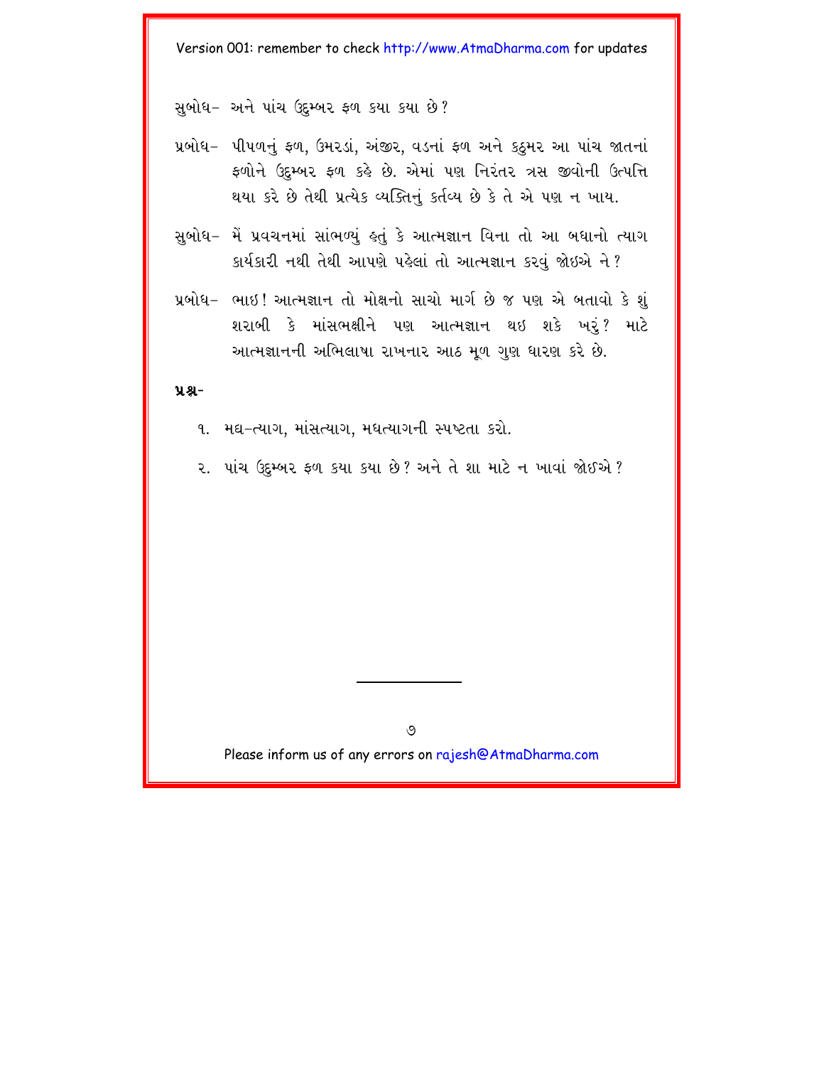સુબોધ– અને પાંચ ઉદુમ્બર ફળ કયા કયા છે?

પ્રબોધ– પીપળનું ફળ, ઉમરડાં, અંજીર, વડનાં ફળ અને કઠુમર આ પાંચ જાતનાં ફળોને ઉદુમ્બર ફળ કહે છે. એમાં પણ નિરંતર ત્રસ જીવોની ઉત્પત્તિ થયા કરે છે તેથી પ્રત્યેક વ્યક્તિનું કર્તવ્ય છે કે તે એ પણ ન ખાય.

સુબોધ– મેં પ્રવચનમાં સાંભળ્યું હતું કે આત્મજ્ઞાન વિના તો આ બધાનો ત્યાગ કાર્યકારી નથી તેથી આપણે પહેલાં તો આત્મજ્ઞાન કરવું જોઇએ ને?

પ્રબોધ– ભાઇ! આત્મજ્ઞાન તો મોક્ષનો સાચો માર્ગ છે જ પણ એ બતાવો કે શું શરાબી કે માંસભક્ષીને પણ આત્મજ્ઞાન થઇ શકે ખરું? માટે આત્મજ્ઞાનની અભિલાષા રાખનાર આઠ મૂળ ગુણ ધારણ કરે છે.

**પ્રશ્ન-**

૧. મદ્ય-ત્યાગ, માંસત્યાગ, મધત્યાગની સ્પષ્ટતા કરો.

૨. પાંચ ઉદુમ્બર ફળ કયા કયા છે? અને તે શા માટે ન ખાવાં જોઈએ?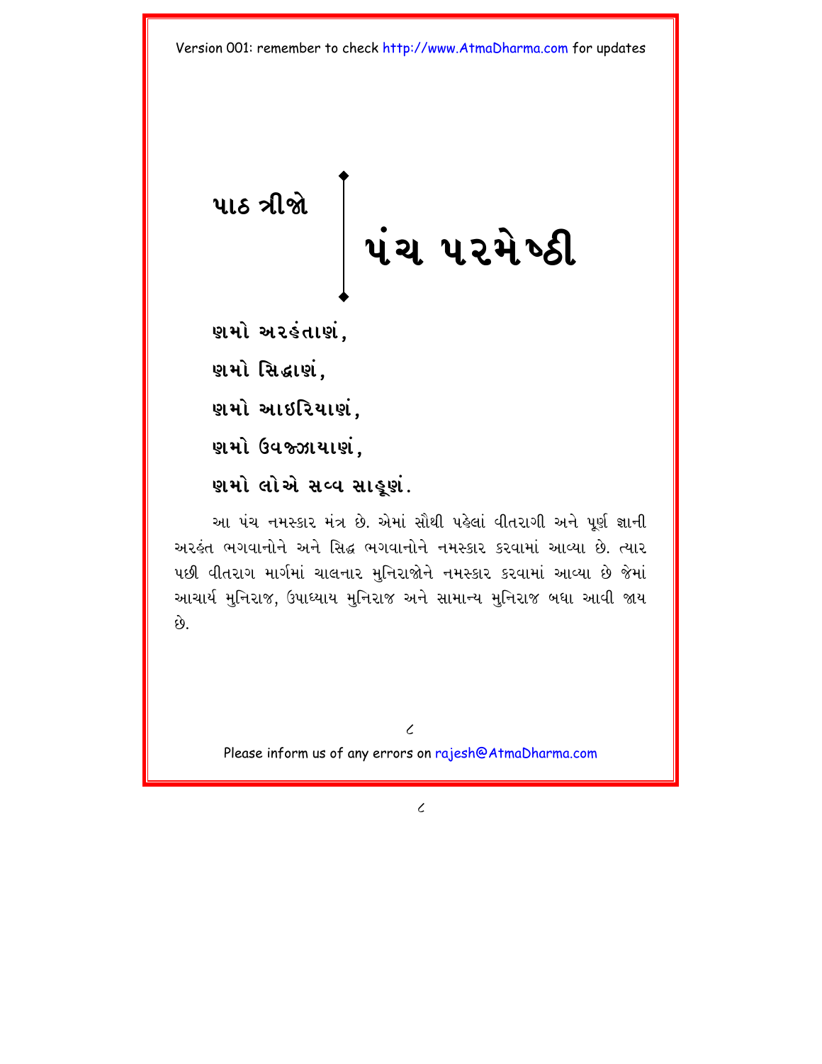# પાઠ ત્રીજો — પંચ પરમેષ્ઠી

**ણમો અરહંતાણં,**

**ણમો સિદ્ધાણં,**

**ણમો આઇરિયાણં,**

**ણમો ઉવજ્ઝાયાણં,**

**ણમો લોએ સવ્વ સાહૂણં.**

આ પંચ નમસ્કાર મંત્ર છે. એમાં સૌથી પહેલાં વીતરાગી અને પૂર્ણ જ્ઞાની અરહંત ભગવાનોને અને સિદ્ધ ભગવાનોને નમસ્કાર કરવામાં આવ્યા છે. ત્યાર પછી વીતરાગ માર્ગમાં ચાલનાર મુનિરાજોને નમસ્કાર કરવામાં આવ્યા છે જેમાં આચાર્ય મુનિરાજ, ઉપાધ્યાય મુનિરાજ અને સામાન્ય મુનિરાજ બધા આવી જાય છે.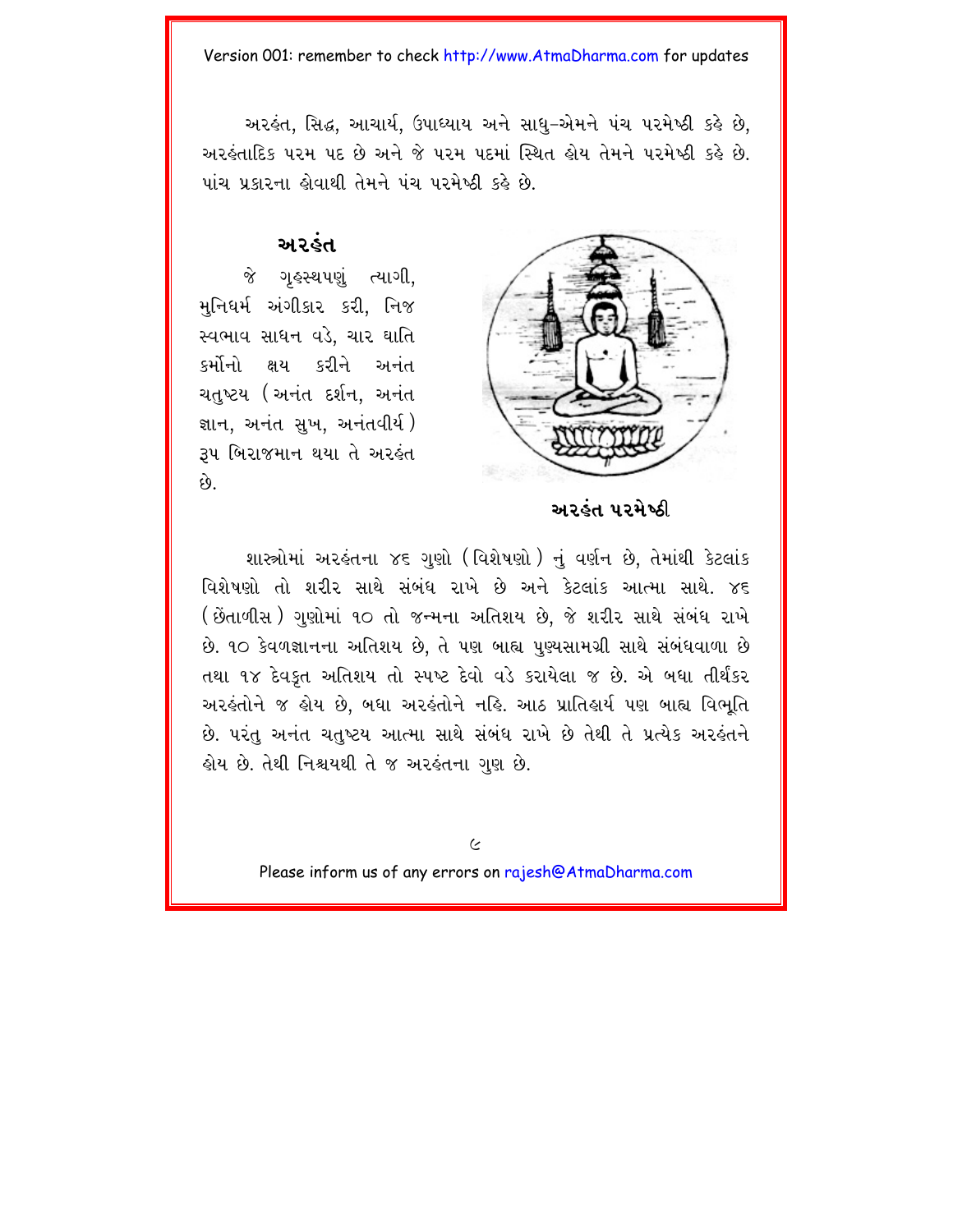અરહંત, સિદ્ધ, આચાર્ય, ઉપાધ્યાય અને સાધુ–એમને પંચ પરમેષ્ઠી કહે છે, અરહંતાદિક પરમ પદ છે અને જે પરમ પદમાં સ્થિત હોય તેમને પરમેષ્ઠી કહે છે. પાંચ પ્રકારના હોવાથી તેમને પંચ પરમેષ્ઠી કહે છે.

## અરહંત

જે ગૃહસ્થપણું ત્યાગી, મુનિધર્મ અંગીકાર કરી, નિજ સ્વભાવ સાધન વડે, ચાર ઘાતિ કર્મોનો ક્ષય કરીને અનંત ચતુષ્ટય (અનંત દર્શન, અનંત જ્ઞાન, અનંત સુખ, અનંતવીર્ય) રૂપ બિરાજમાન થયા તે અરહંત છે.

**અરહંત પરમેષ્ઠી**

શાસ્ત્રોમાં અરહંતના ૪૬ ગુણો (વિશેષણો) નું વર્ણન છે, તેમાંથી કેટલાંક વિશેષણો તો શરીર સાથે સંબંધ રાખે છે અને કેટલાંક આત્મા સાથે. ૪૬ (છેંતાળીસ) ગુણોમાં ૧૦ તો જન્મના અતિશય છે, જે શરીર સાથે સંબંધ રાખે છે. ૧૦ કેવળજ્ઞાનના અતિશય છે, તે પણ બાહ્ય પુણ્યસામગ્રી સાથે સંબંધવાળા છે તથા ૧૪ દેવકૃત અતિશય તો સ્પષ્ટ દેવો વડે કરાયેલા જ છે. એ બધા તીર્થંકર અરહંતોને જ હોય છે, બધા અરહંતોને નહિ. આઠ પ્રાતિહાર્ય પણ બાહ્ય વિભૂતિ છે. પરંતુ અનંત ચતુષ્ટય આત્મા સાથે સંબંધ રાખે છે તેથી તે પ્રત્યેક અરહંતને હોય છે. તેથી નિશ્ચયથી તે જ અરહંતના ગુણ છે.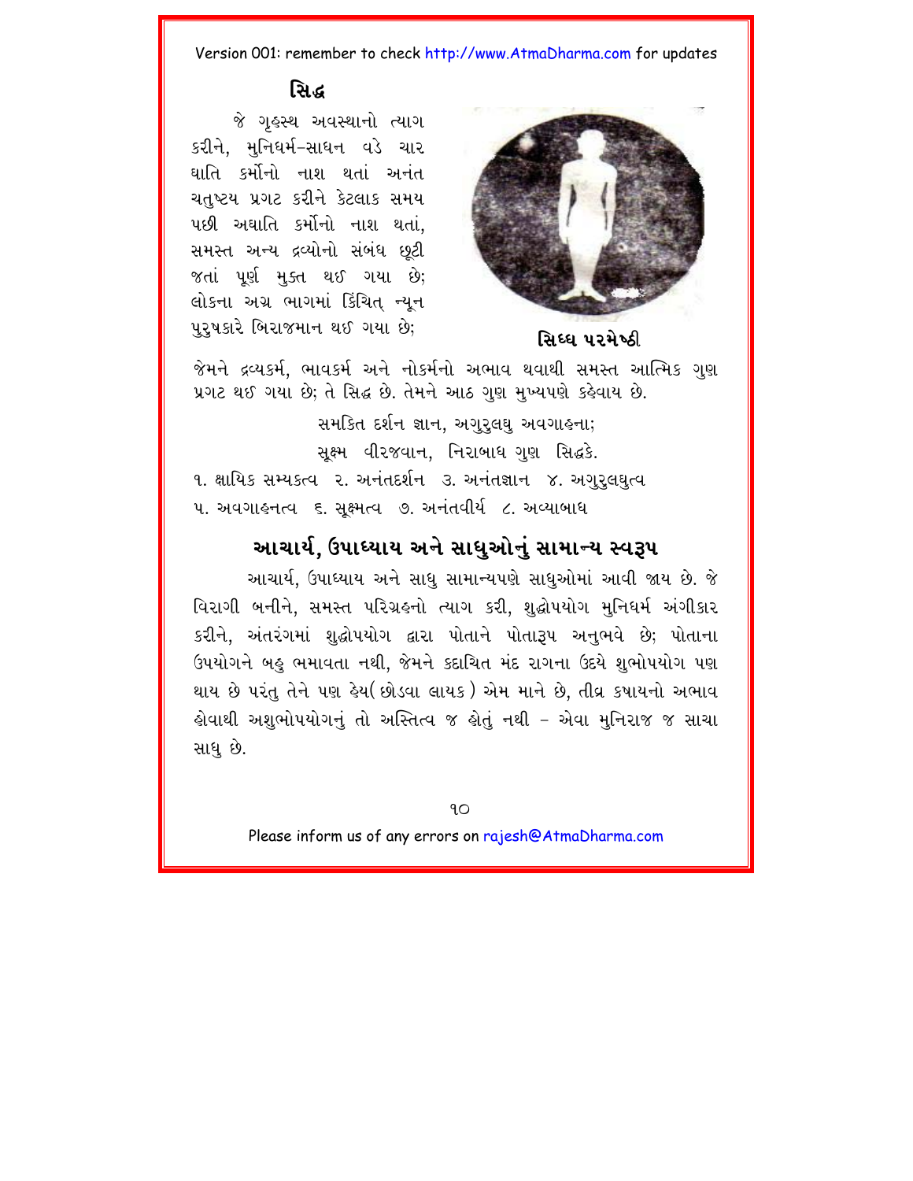## સિદ્ધ

જે ગૃહસ્થ અવસ્થાનો ત્યાગ કરીને, મુનિધર્મ-સાધન વડે ચાર ઘાતિ કર્મોનો નાશ થતાં અનંત ચતુષ્ટય પ્રગટ કરીને કેટલાક સમય પછી અઘાતિ કર્મોનો નાશ થતાં, સમસ્ત અન્ય દ્રવ્યોનો સંબંધ છૂટી જતાં પૂર્ણ મુક્ત થઈ ગયા છે; લોકના અગ્ર ભાગમાં કિંચિત્ ન્યૂન પુરુષકારે બિરાજમાન થઈ ગયા છે; જેમને દ્રવ્યકર્મ, ભાવકર્મ અને નોકર્મનો અભાવ થવાથી સમસ્ત આત્મિક ગુણ પ્રગટ થઈ ગયા છે; તે સિદ્ધ છે. તેમને આઠ ગુણ મુખ્યપણે કહેવાય છે.

સિધ્ધ પરમેષ્ઠી

સમકિત દર્શન જ્ઞાન, અગુરુલઘુ અવગાહના;
સૂક્ષ્મ વીરજવાન, નિરાબાધ ગુણ સિદ્ધકે.

૧. ક્ષાયિક સમ્યક્ત્વ ૨. અનંતદર્શન ૩. અનંતજ્ઞાન ૪. અગુરુલઘુત્વ
૫. અવગાહનત્વ ૬. સૂક્ષ્મત્વ ૭. અનંતવીર્ય ૮. અવ્યાબાધ

## આચાર્ય, ઉપાધ્યાય અને સાધુઓનું સામાન્ય સ્વરૂપ

આચાર્ય, ઉપાધ્યાય અને સાધુ સામાન્યપણે સાધુઓમાં આવી જાય છે. જે વિરાગી બનીને, સમસ્ત પરિગ્રહનો ત્યાગ કરી, શુદ્ધોપયોગ મુનિધર્મ અંગીકાર કરીને, અંતરંગમાં શુદ્ધોપયોગ દ્વારા પોતાને પોતારૂપ અનુભવે છે; પોતાના ઉપયોગને બહુ ભમાવતા નથી, જેમને કદાચિત મંદ રાગના ઉદયે શુભોપયોગ પણ થાય છે પરંતુ તેને પણ હેય( છોડવા લાયક ) એમ માને છે, તીવ્ર કષાયનો અભાવ હોવાથી અશુભોપયોગનું તો અસ્તિત્વ જ હોતું નથી – એવા મુનિરાજ જ સાચા સાધુ છે.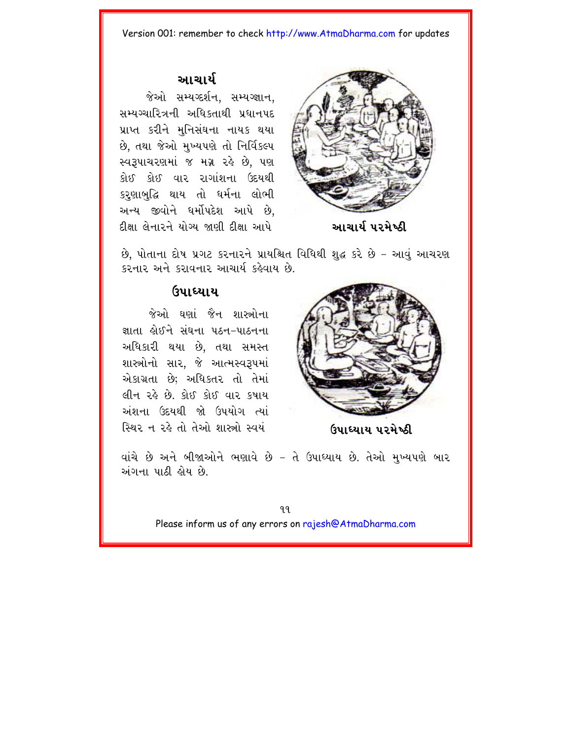## આચાર્ય

જેઓ સમ્યગ્દર્શન, સમ્યગ્જ્ઞાન, સમ્યગ્ચારિત્રની અધિકતાથી પ્રધાનપદ પ્રાપ્ત કરીને મુનિસંઘના નાયક થયા છે, તથા જેઓ મુખ્યપણે તો નિર્વિકલ્પ સ્વરૂપાચરણમાં જ મગ્ન રહે છે, પણ કોઈ કોઈ વાર રાગાંશના ઉદયથી કરુણાબુદ્ધિ થાય તો ધર્મના લોભી અન્ય જીવોને ધર્મોપદેશ આપે છે, દીક્ષા લેનારને યોગ્ય જાણી દીક્ષા આપે છે, પોતાના દોષ પ્રગટ કરનારને પ્રાયશ્ચિત વિધિથી શુદ્ધ કરે છે – આવું આચરણ કરનાર અને કરાવનાર આચાર્ય કહેવાય છે.

આચાર્ય પરમેષ્ઠી

## ઉપાધ્યાય

જેઓ ઘણાં જૈન શાસ્ત્રોના જ્ઞાતા હોઈને સંઘના પઠન-પાઠનના અધિકારી થયા છે, તથા સમસ્ત શાસ્ત્રોનો સાર, જે આત્મસ્વરૂપમાં એકાગ્રતા છે; અધિકતર તો તેમાં લીન રહે છે. કોઈ કોઈ વાર કષાય અંશના ઉદયથી જો ઉપયોગ ત્યાં સ્થિર ન રહે તો તેઓ શાસ્ત્રો સ્વયં વાંચે છે અને બીજાઓને ભણાવે છે – તે ઉપાધ્યાય છે. તેઓ મુખ્યપણે બાર અંગના પાઠી હોય છે.

ઉપાધ્યાય પરમેષ્ઠી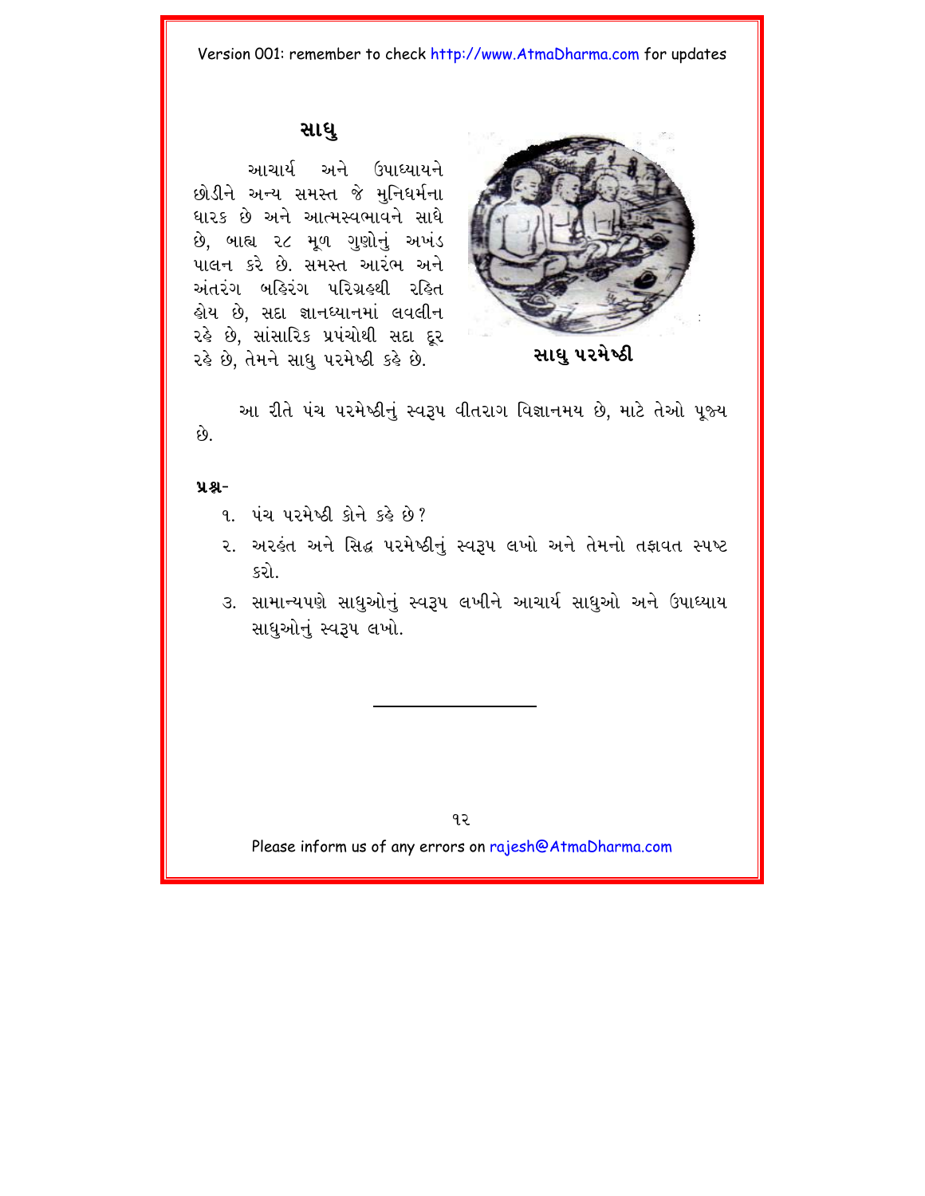## સાધુ

આચાર્ય અને ઉપાધ્યાયને છોડીને અન્ય સમસ્ત જે મુનિધર્મના ધારક છે અને આત્મસ્વભાવને સાધે છે, બાહ્ય ૨૮ મૂળ ગુણોનું અખંડ પાલન કરે છે. સમસ્ત આરંભ અને અંતરંગ બહિરંગ પરિગ્રહથી રહિત હોય છે, સદા જ્ઞાનધ્યાનમાં લવલીન રહે છે, સાંસારિક પ્રપંચોથી સદા દૂર રહે છે, તેમને સાધુ પરમેષ્ઠી કહે છે.

સાધુ પરમેષ્ઠી

આ રીતે પંચ પરમેષ્ઠીનું સ્વરૂપ વીતરાગ વિજ્ઞાનમય છે, માટે તેઓ પૂજ્ય છે.

**પ્રશ્ન-**

૧. પંચ પરમેષ્ઠી કોને કહે છે?

૨. અરહંત અને સિદ્ધ પરમેષ્ઠીનું સ્વરૂપ લખો અને તેમનો તફાવત સ્પષ્ટ કરો.

૩. સામાન્યપણે સાધુઓનું સ્વરૂપ લખીને આચાર્ય સાધુઓ અને ઉપાધ્યાય સાધુઓનું સ્વરૂપ લખો.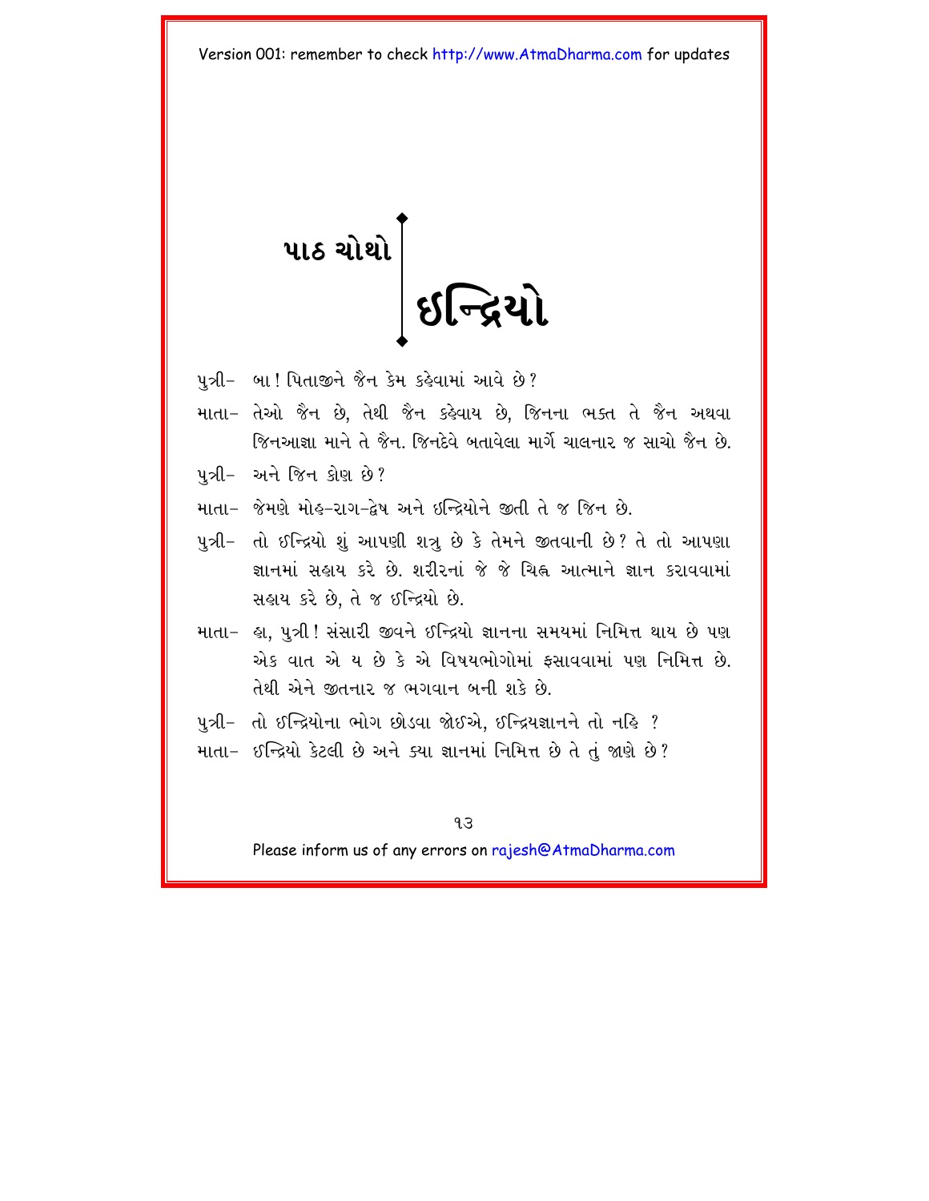# પાઠ ચોથો

## ઇન્દ્રિયો

પુત્રી– બા! પિતાજીને જૈન કેમ કહેવામાં આવે છે?

માતા– તેઓ જૈન છે, તેથી જૈન કહેવાય છે, જિનના ભક્ત તે જૈન અથવા જિનઆજ્ઞા માને તે જૈન. જિનદેવે બતાવેલા માર્ગે ચાલનાર જ સાચો જૈન છે.

પુત્રી– અને જિન કોણ છે?

માતા– જેમણે મોહ-રાગ-દ્વેષ અને ઇન્દ્રિયોને જીતી તે જ જિન છે.

પુત્રી– તો ઇન્દ્રિયો શું આપણી શત્રુ છે કે તેમને જીતવાની છે? તે તો આપણા જ્ઞાનમાં સહાય કરે છે. શરીરનાં જે જે ચિહ્ન આત્માને જ્ઞાન કરાવવામાં સહાય કરે છે, તે જ ઇન્દ્રિયો છે.

માતા– હા, પુત્રી! સંસારી જીવને ઇન્દ્રિયો જ્ઞાનના સમયમાં નિમિત્ત થાય છે પણ એક વાત એ ય છે કે એ વિષયભોગોમાં ફસાવવામાં પણ નિમિત્ત છે. તેથી એને જીતનાર જ ભગવાન બની શકે છે.

પુત્રી– તો ઇન્દ્રિયોના ભોગ છોડવા જોઈએ, ઇન્દ્રિયજ્ઞાનને તો નહિ ?

માતા– ઇન્દ્રિયો કેટલી છે અને ક્યા જ્ઞાનમાં નિમિત્ત છે તે તું જાણે છે?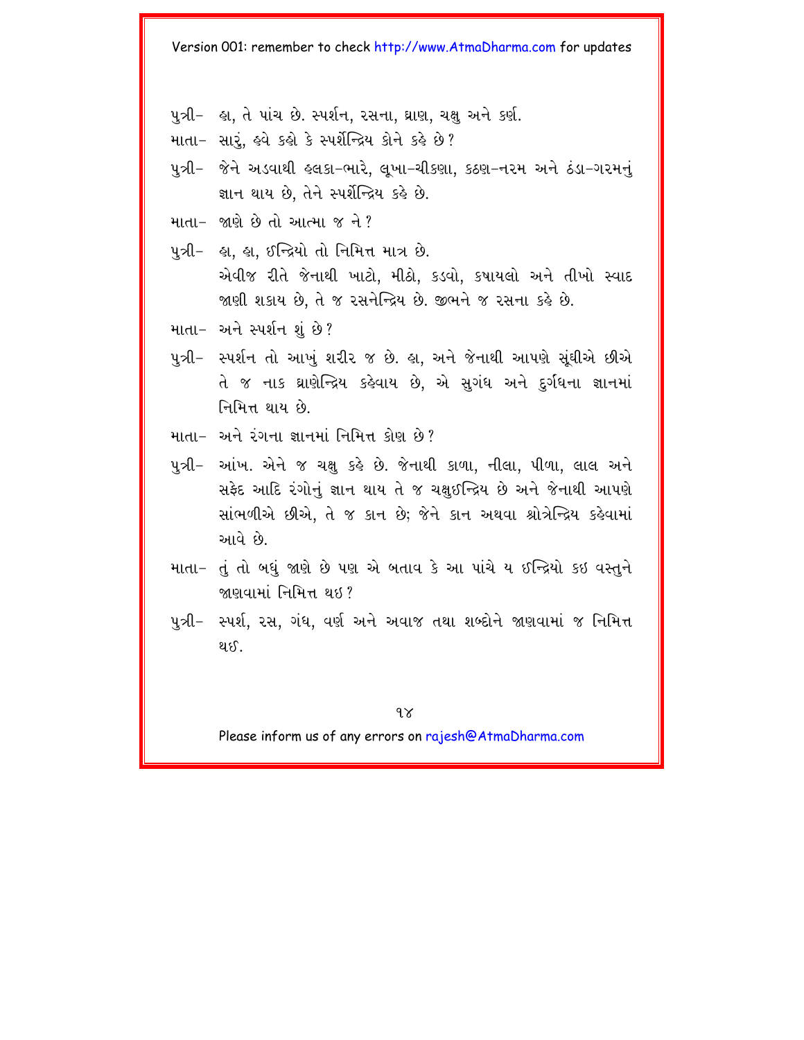પુત્રી– હા, તે પાંચ છે. સ્પર્શન, રસના, ઘ્રાણ, ચક્ષુ અને કર્ણ.

માતા– સારું, હવે કહો કે સ્પર્શેન્દ્રિય કોને કહે છે?

પુત્રી– જેને અડવાથી હલકા-ભારે, લૂખા–ચીકણા, કઠણ–નરમ અને ઠંડા–ગરમનું જ્ઞાન થાય છે, તેને સ્પર્શેન્દ્રિય કહે છે.

માતા– જાણે છે તો આત્મા જ ને?

પુત્રી– હા, હા, ઈન્દ્રિયો તો નિમિત્ત માત્ર છે.
એવીજ રીતે જેનાથી ખાટો, મીઠો, કડવો, કષાયલો અને તીખો સ્વાદ જાણી શકાય છે, તે જ રસનેન્દ્રિય છે. જીભને જ રસના કહે છે.

માતા– અને સ્પર્શન શું છે?

પુત્રી– સ્પર્શન તો આખું શરીર જ છે. હા, અને જેનાથી આપણે સૂંઘીએ છીએ તે જ નાક ઘ્રાણેન્દ્રિય કહેવાય છે, એ સુગંધ અને દુર્ગંધના જ્ઞાનમાં નિમિત્ત થાય છે.

માતા– અને રંગના જ્ઞાનમાં નિમિત્ત કોણ છે?

પુત્રી– આંખ. એને જ ચક્ષુ કહે છે. જેનાથી કાળા, નીલા, પીળા, લાલ અને સફેદ આદિ રંગોનું જ્ઞાન થાય તે જ ચક્ષુઈન્દ્રિય છે અને જેનાથી આપણે સાંભળીએ છીએ, તે જ કાન છે; જેને કાન અથવા શ્રોત્રેન્દ્રિય કહેવામાં આવે છે.

માતા– તું તો બધું જાણે છે પણ એ બતાવ કે આ પાંચે ય ઈન્દ્રિયો કઇ વસ્તુને જાણવામાં નિમિત્ત થઇ?

પુત્રી– સ્પર્શ, રસ, ગંધ, વર્ણ અને અવાજ તથા શબ્દોને જાણવામાં જ નિમિત્ત થઈ.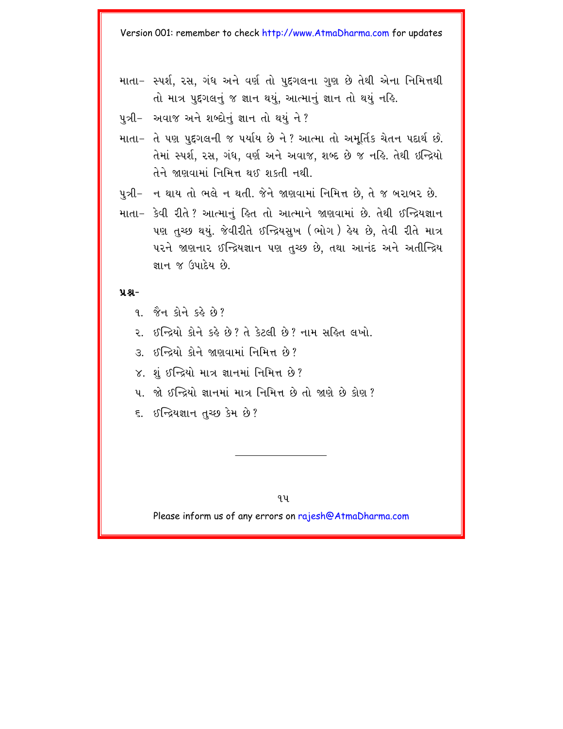માતા– સ્પર્શ, રસ, ગંધ અને વર્ણ તો પુદ્ગલના ગુણ છે તેથી એના નિમિત્તથી તો માત્ર પુદ્ગલનું જ જ્ઞાન થયું, આત્માનું જ્ઞાન તો થયું નહિ.

પુત્રી– અવાજ અને શબ્દોનું જ્ઞાન તો થયું ને?

માતા– તે પણ પુદ્ગલની જ પર્યાય છે ને? આત્મા તો અમૂર્તિક ચેતન પદાર્થ છે. તેમાં સ્પર્શ, રસ, ગંધ, વર્ણ અને અવાજ, શબ્દ છે જ નહિ. તેથી ઇન્દ્રિયો તેને જાણવામાં નિમિત્ત થઈ શકતી નથી.

પુત્રી– ન થાય તો ભલે ન થતી. જેને જાણવામાં નિમિત્ત છે, તે જ બરાબર છે.

માતા– કેવી રીતે? આત્માનું હિત તો આત્માને જાણવામાં છે. તેથી ઇન્દ્રિયજ્ઞાન પણ તુચ્છ થયું. જેવીરીતે ઇન્દ્રિયસુખ (ભોગ) હેય છે, તેવી રીતે માત્ર પરને જાણનાર ઇન્દ્રિયજ્ઞાન પણ તુચ્છ છે, તથા આનંદ અને અતીન્દ્રિય જ્ઞાન જ ઉપાદેય છે.

**પ્રશ્ન–**

૧. જૈન કોને કહે છે?
૨. ઇન્દ્રિયો કોને કહે છે? તે કેટલી છે? નામ સહિત લખો.
૩. ઇન્દ્રિયો કોને જાણવામાં નિમિત્ત છે?
૪. શું ઇન્દ્રિયો માત્ર જ્ઞાનમાં નિમિત્ત છે?
૫. જો ઇન્દ્રિયો જ્ઞાનમાં માત્ર નિમિત્ત છે તો જાણે છે કોણ?
૬. ઇન્દ્રિયજ્ઞાન તુચ્છ કેમ છે?

---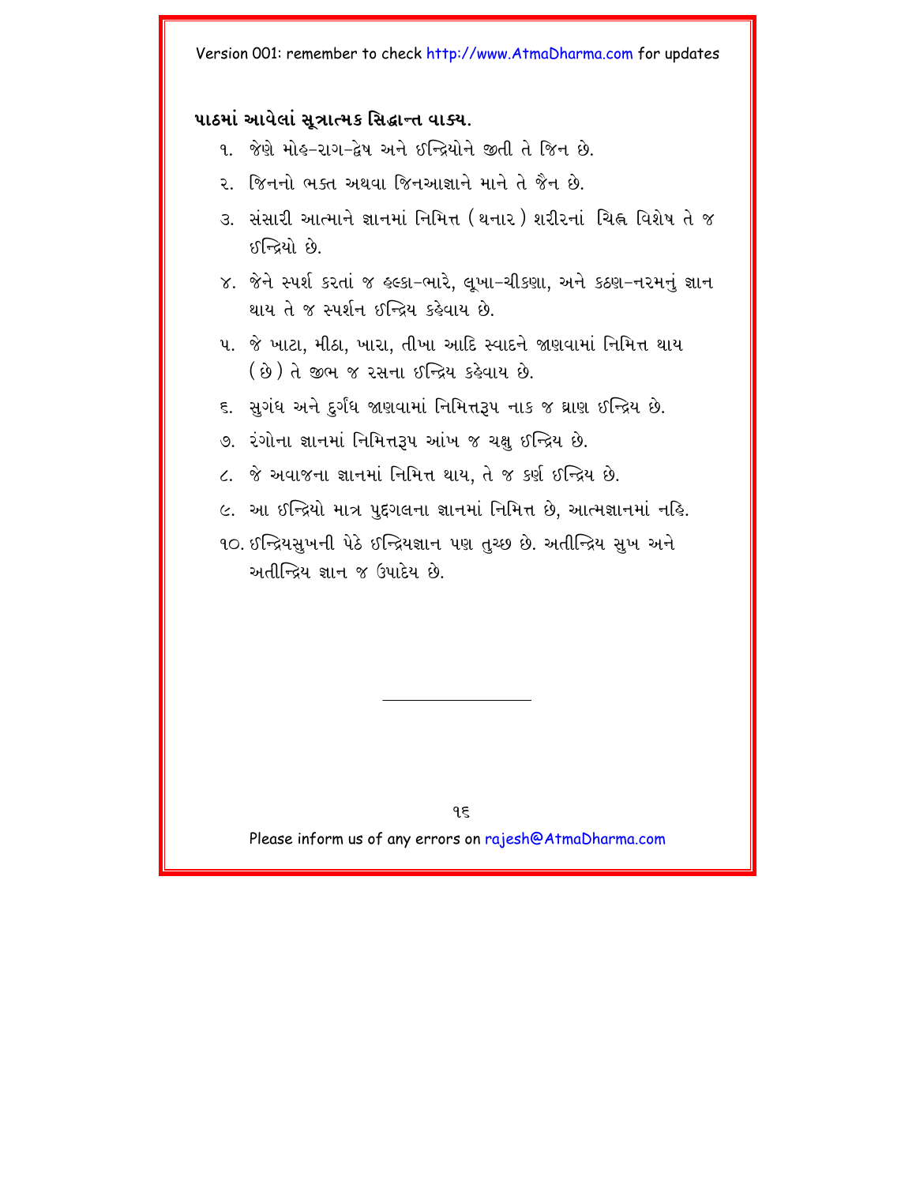**પાઠમાં આવેલાં સૂત્રાત્મક સિદ્ધાન્ત વાક્ય.**

૧. જેણે મોહ-રાગ-દ્વેષ અને ઇન્દ્રિયોને જીતી તે જિન છે.

૨. જિનનો ભક્ત અથવા જિનઆજ્ઞાને માને તે જૈન છે.

૩. સંસારી આત્માને જ્ઞાનમાં નિમિત્ત (થનાર) શરીરનાં ચિહ્ન વિશેષ તે જ ઇન્દ્રિયો છે.

૪. જેને સ્પર્શ કરતાં જ હલ્કા-ભારે, લૂખા-ચીકણા, અને કઠણ-નરમનું જ્ઞાન થાય તે જ સ્પર્શન ઇન્દ્રિય કહેવાય છે.

૫. જે ખાટા, મીઠા, ખારા, તીખા આદિ સ્વાદને જાણવામાં નિમિત્ત થાય (છે) તે જીભ જ રસના ઇન્દ્રિય કહેવાય છે.

૬. સુગંધ અને દુર્ગંધ જાણવામાં નિમિત્તરૂપ નાક જ ઘ્રાણ ઇન્દ્રિય છે.

૭. રંગોના જ્ઞાનમાં નિમિત્તરૂપ આંખ જ ચક્ષુ ઇન્દ્રિય છે.

૮. જે અવાજના જ્ઞાનમાં નિમિત્ત થાય, તે જ કર્ણ ઇન્દ્રિય છે.

૯. આ ઇન્દ્રિયો માત્ર પુદ્દગલના જ્ઞાનમાં નિમિત્ત છે, આત્મજ્ઞાનમાં નહિ.

૧૦. ઇન્દ્રિયસુખની પેઠે ઇન્દ્રિયજ્ઞાન પણ તુચ્છ છે. અતીન્દ્રિય સુખ અને અતીન્દ્રિય જ્ઞાન જ ઉપાદેય છે.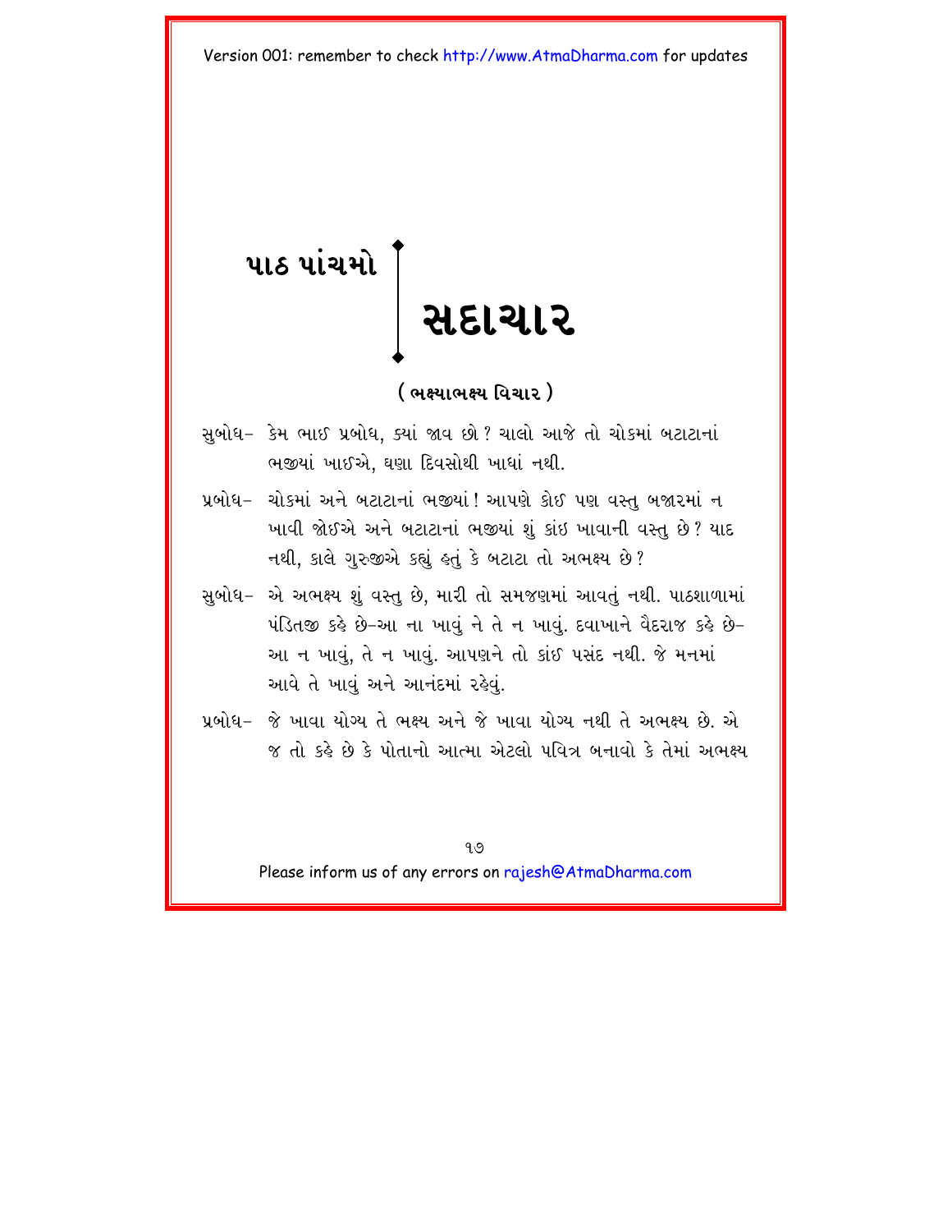# પાઠ પાંચમો

# સદાચાર

## ( ભક્ષ્યાભક્ષ્ય વિચાર )

સુબોધ– કેમ ભાઈ પ્રબોધ, ક્યાં જાવ છો ? ચાલો આજે તો ચોકમાં બટાટાનાં ભજીયાં ખાઈએ, ઘણા દિવસોથી ખાધાં નથી.

પ્રબોધ– ચોકમાં અને બટાટાનાં ભજીયાં ! આપણે કોઈ પણ વસ્તુ બજારમાં ન ખાવી જોઈએ અને બટાટાનાં ભજીયાં શું કાંઇ ખાવાની વસ્તુ છે ? યાદ નથી, કાલે ગુરુજીએ કહ્યું હતું કે બટાટા તો અભક્ષ્ય છે ?

સુબોધ– એ અભક્ષ્ય શું વસ્તુ છે, મારી તો સમજણમાં આવતું નથી. પાઠશાળામાં પંડિતજી કહે છે–આ ના ખાવું ને તે ન ખાવું. દવાખાને વૈદરાજ કહે છે– આ ન ખાવું, તે ન ખાવું. આપણને તો કાંઈ પસંદ નથી. જે મનમાં આવે તે ખાવું અને આનંદમાં રહેવું.

પ્રબોધ– જે ખાવા યોગ્ય તે ભક્ષ્ય અને જે ખાવા યોગ્ય નથી તે અભક્ષ્ય છે. એ જ તો કહે છે કે પોતાનો આત્મા એટલો પવિત્ર બનાવો કે તેમાં અભક્ષ્ય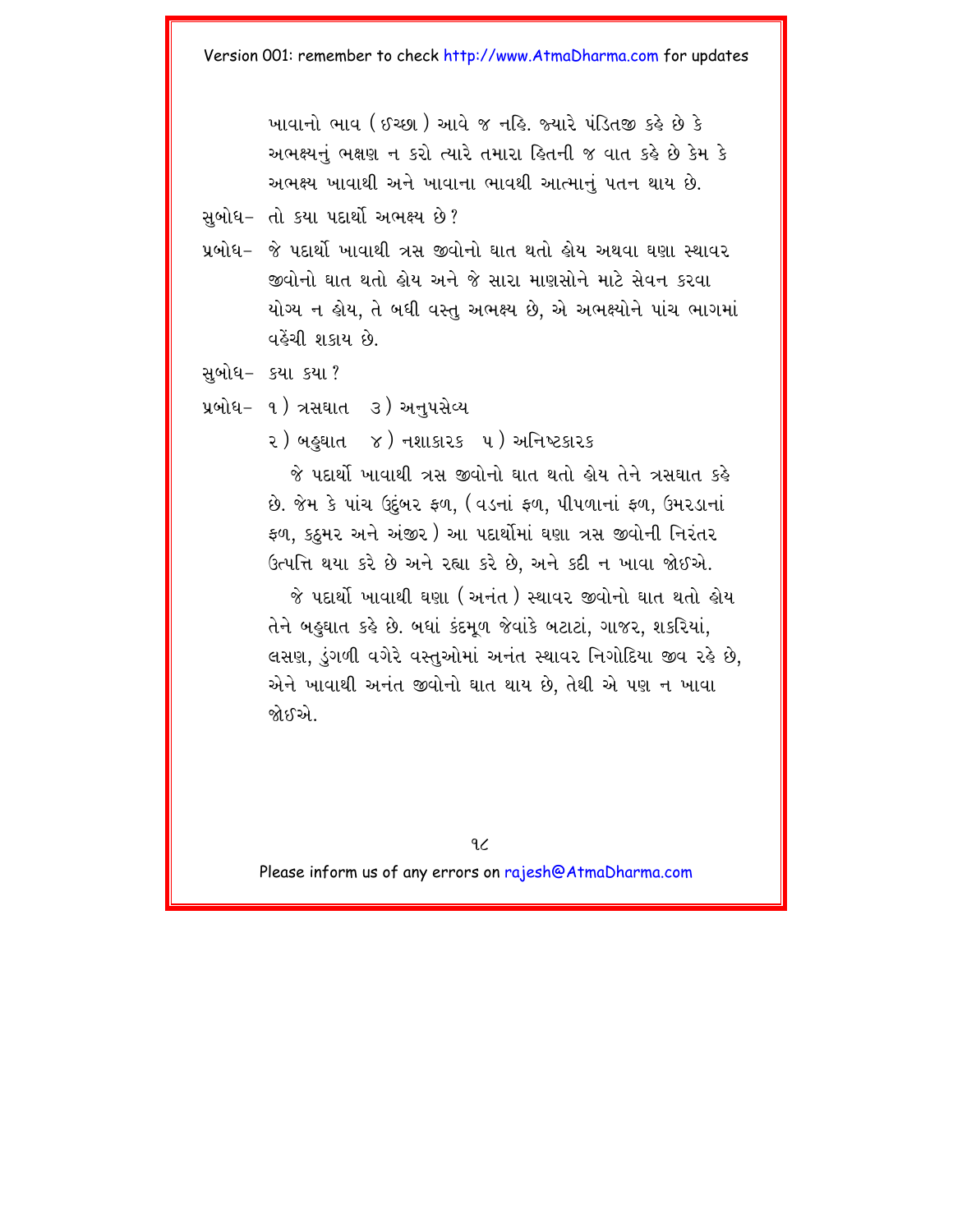ખાવાનો ભાવ (ઈચ્છા) આવે જ નહિ. જ્યારે પંડિતજી કહે છે કે અભક્ષ્યનું ભક્ષણ ન કરો ત્યારે તમારા હિતની જ વાત કહે છે કેમ કે અભક્ષ્ય ખાવાથી અને ખાવાના ભાવથી આત્માનું પતન થાય છે.

સુબોધ– તો કયા પદાર્થો અભક્ષ્ય છે?

પ્રબોધ– જે પદાર્થો ખાવાથી ત્રસ જીવોનો ઘાત થતો હોય અથવા ઘણા સ્થાવર જીવોનો ઘાત થતો હોય અને જે સારા માણસોને માટે સેવન કરવા યોગ્ય ન હોય, તે બધી વસ્તુ અભક્ષ્ય છે, એ અભક્ષ્યોને પાંચ ભાગમાં વહેંચી શકાય છે.

સુબોધ– કયા કયા?

પ્રબોધ– ૧) ત્રસઘાત ૩) અનુપસેવ્ય

૨) બહુઘાત ૪) નશાકારક ૫) અનિષ્ટકારક

જે પદાર્થો ખાવાથી ત્રસ જીવોનો ઘાત થતો હોય તેને ત્રસઘાત કહે છે. જેમ કે પાંચ ઉદુંબર ફળ, (વડનાં ફળ, પીપળાનાં ફળ, ઉમરડાનાં ફળ, કઠુમર અને અંજીર) આ પદાર્થોમાં ઘણા ત્રસ જીવોની નિરંતર ઉત્પત્તિ થયા કરે છે અને રહ્યા કરે છે, અને કદી ન ખાવા જોઈએ.

જે પદાર્થો ખાવાથી ઘણા (અનંત) સ્થાવર જીવોનો ઘાત થતો હોય તેને બહુઘાત કહે છે. બધાં કંદમૂળ જેવાંકે બટાટાં, ગાજર, શકરિયાં, લસણ, ડુંગળી વગેરે વસ્તુઓમાં અનંત સ્થાવર નિગોદિયા જીવ રહે છે, એને ખાવાથી અનંત જીવોનો ઘાત થાય છે, તેથી એ પણ ન ખાવા જોઈએ.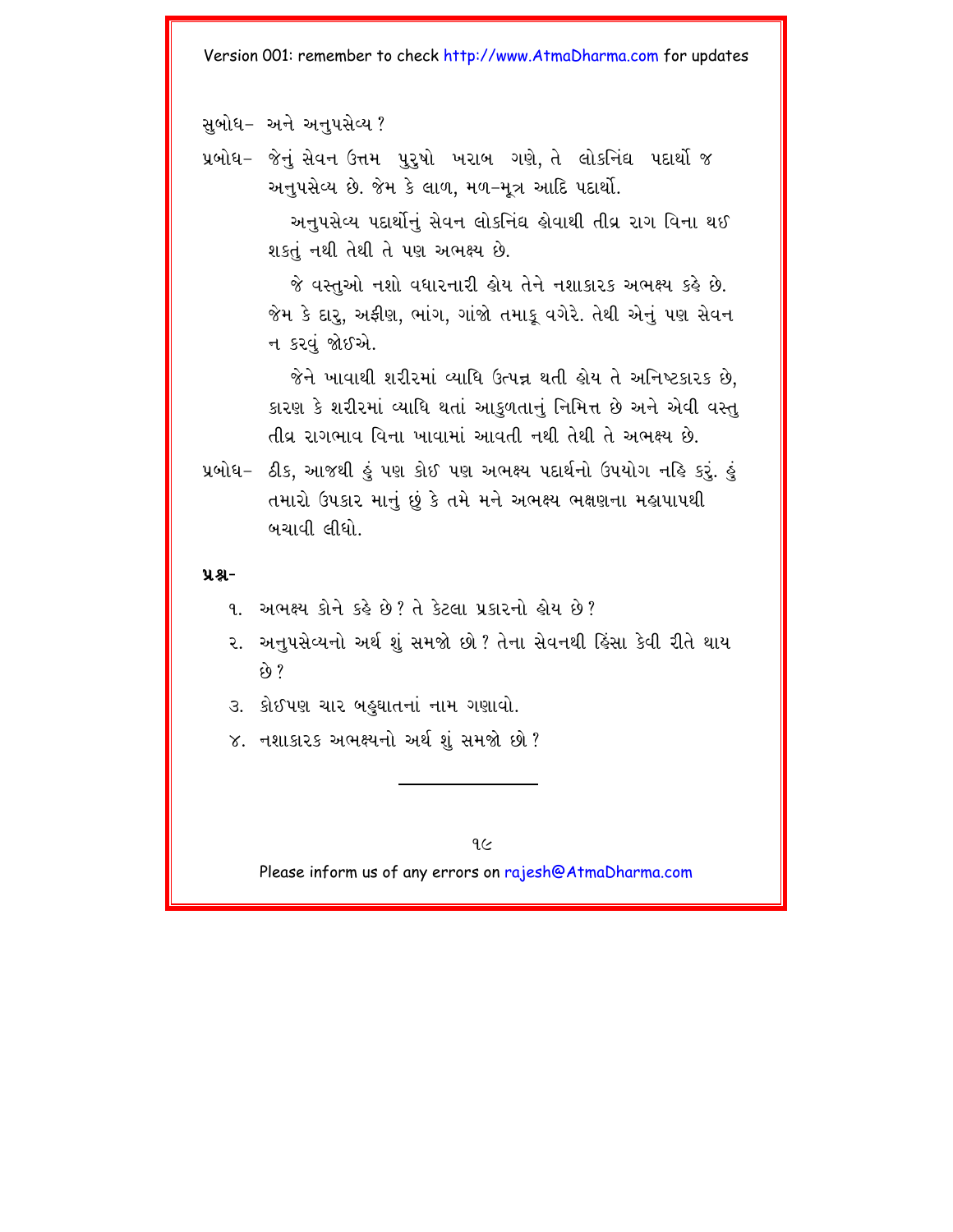સુબોધ– અને અનુપસેવ્ય ?

પ્રબોધ– જેનું સેવન ઉત્તમ પુરુષો ખરાબ ગણે, તે લોકનિંદ્ય પદાર્થો જ અનુપસેવ્ય છે. જેમ કે લાળ, મળ–મૂત્ર આદિ પદાર્થો.

અનુપસેવ્ય પદાર્થોનું સેવન લોકનિંદ્ય હોવાથી તીવ્ર રાગ વિના થઈ શકતું નથી તેથી તે પણ અભક્ષ્ય છે.

જે વસ્તુઓ નશો વધારનારી હોય તેને નશાકારક અભક્ષ્ય કહે છે. જેમ કે દારૂ, અફીણ, ભાંગ, ગાંજો તમાકૂ વગેરે. તેથી એનું પણ સેવન ન કરવું જોઈએ.

જેને ખાવાથી શરીરમાં વ્યાધિ ઉત્પન્ન થતી હોય તે અનિષ્ટકારક છે, કારણ કે શરીરમાં વ્યાધિ થતાં આકુળતાનું નિમિત્ત છે અને એવી વસ્તુ તીવ્ર રાગભાવ વિના ખાવામાં આવતી નથી તેથી તે અભક્ષ્ય છે.

પ્રબોધ– ઠીક, આજથી હું પણ કોઈ પણ અભક્ષ્ય પદાર્થનો ઉપયોગ નહિ કરું. હું તમારો ઉપકાર માનું છું કે તમે મને અભક્ષ્ય ભક્ષણના મહાપાપથી બચાવી લીધો.

**પ્રશ્ન–**

૧. અભક્ષ્ય કોને કહે છે ? તે કેટલા પ્રકારનો હોય છે ?

૨. અનુપસેવ્યનો અર્થ શું સમજો છો ? તેના સેવનથી હિંસા કેવી રીતે થાય છે ?

૩. કોઈપણ ચાર બહુઘાતનાં નામ ગણાવો.

૪. નશાકારક અભક્ષ્યનો અર્થ શું સમજો છો ?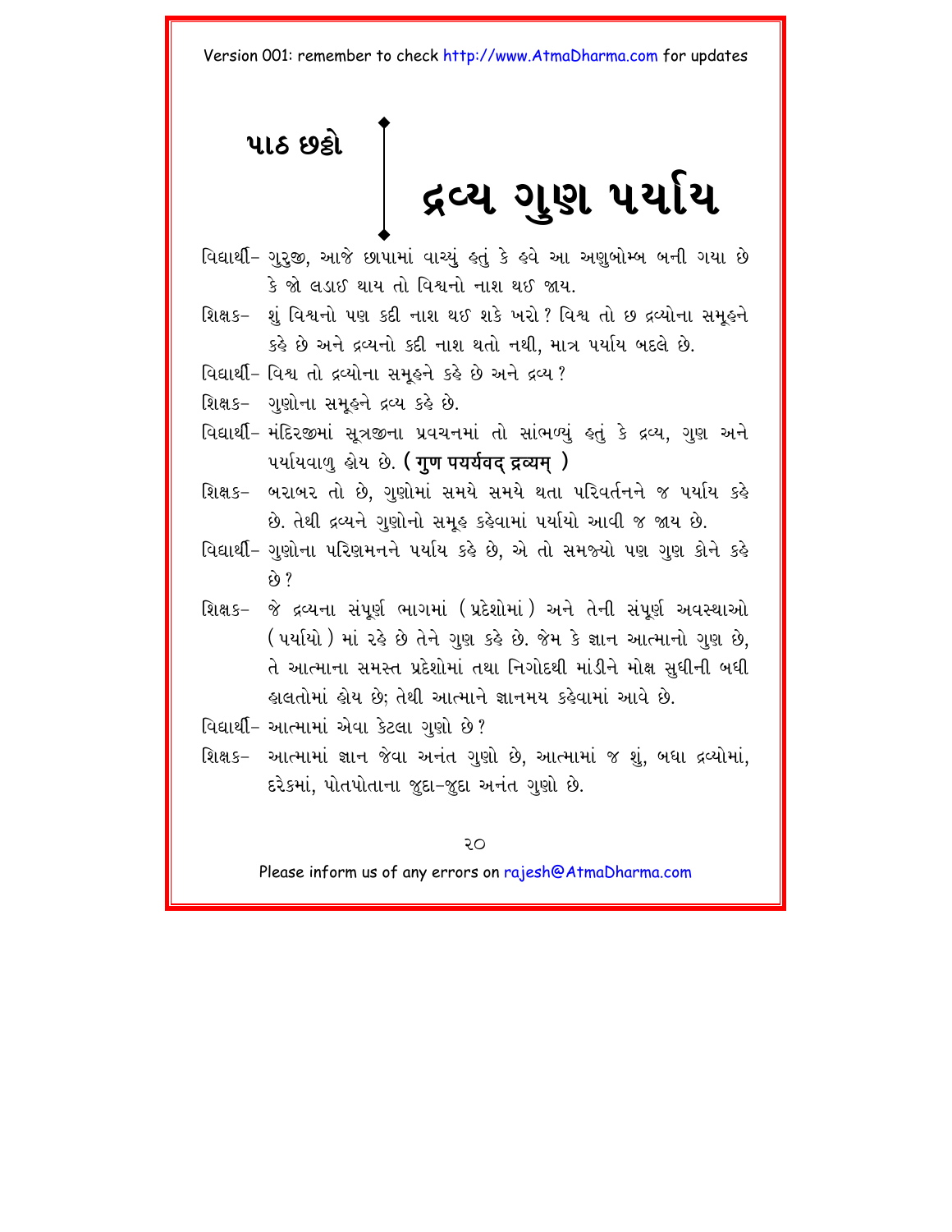# પાઠ છઠ્ઠો

# દ્રવ્ય ગુણ પર્યાય

વિદ્યાર્થી– ગુરુજી, આજે છાપામાં વાચ્યું હતું કે હવે આ અણુબોમ્બ બની ગયા છે કે જો લડાઈ થાય તો વિશ્વનો નાશ થઈ જાય.

શિક્ષક– શું વિશ્વનો પણ કદી નાશ થઈ શકે ખરો? વિશ્વ તો છ દ્રવ્યોના સમૂહને કહે છે અને દ્રવ્યનો કદી નાશ થતો નથી, માત્ર પર્યાય બદલે છે.

વિદ્યાર્થી– વિશ્વ તો દ્રવ્યોના સમૂહને કહે છે અને દ્રવ્ય?

શિક્ષક– ગુણોના સમૂહને દ્રવ્ય કહે છે.

વિદ્યાર્થી– મંદિરજીમાં સૂત્રજીના પ્રવચનમાં તો સાંભળ્યું હતું કે દ્રવ્ય, ગુણ અને પર્યાયવાળુ હોય છે. ( **गुण पर्ययवद् द्रव्यम्** )

શિક્ષક– બરાબર તો છે, ગુણોમાં સમયે સમયે થતા પરિવર્તનને જ પર્યાય કહે છે. તેથી દ્રવ્યને ગુણોનો સમૂહ કહેવામાં પર્યાયો આવી જ જાય છે.

વિદ્યાર્થી– ગુણોના પરિણમનને પર્યાય કહે છે, એ તો સમજ્યો પણ ગુણ કોને કહે છે?

શિક્ષક– જે દ્રવ્યના સંપૂર્ણ ભાગમાં (પ્રદેશોમાં) અને તેની સંપૂર્ણ અવસ્થાઓ (પર્યાયો) માં રહે છે તેને ગુણ કહે છે. જેમ કે જ્ઞાન આત્માનો ગુણ છે, તે આત્માના સમસ્ત પ્રદેશોમાં તથા નિગોદથી માંડીને મોક્ષ સુધીની બધી હાલતોમાં હોય છે; તેથી આત્માને જ્ઞાનમય કહેવામાં આવે છે.

વિદ્યાર્થી– આત્મામાં એવા કેટલા ગુણો છે?

શિક્ષક– આત્મામાં જ્ઞાન જેવા અનંત ગુણો છે, આત્મામાં જ શું, બધા દ્રવ્યોમાં, દરેકમાં, પોતપોતાના જુદા-જુદા અનંત ગુણો છે.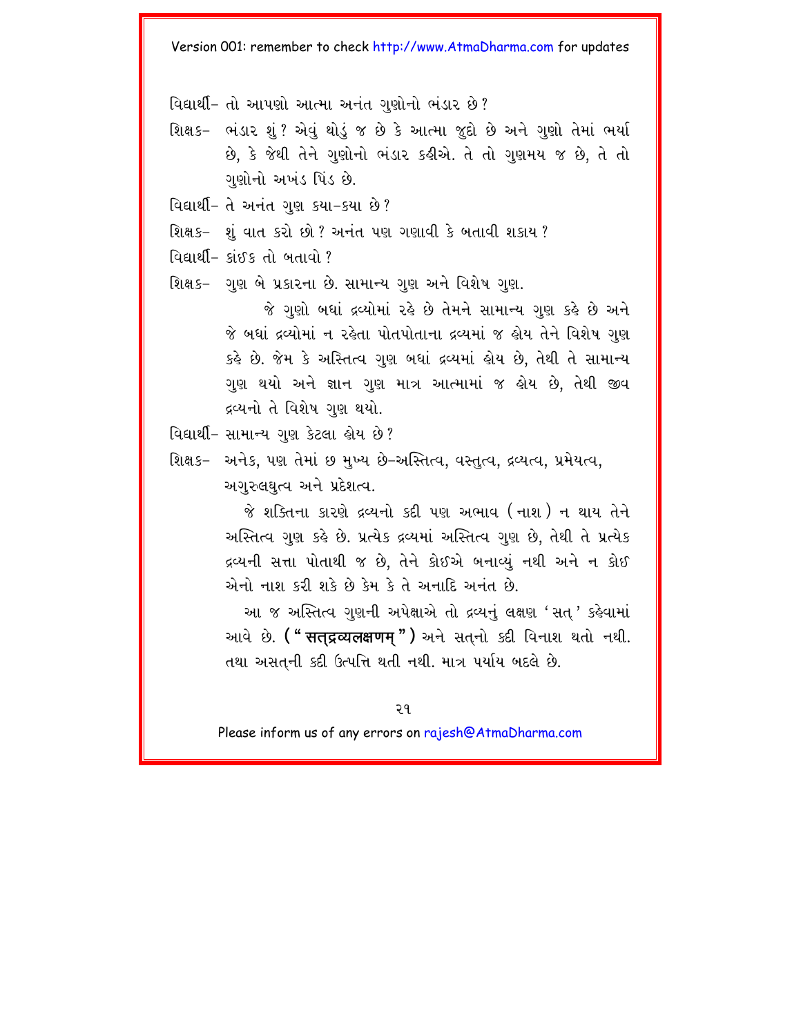વિદ્યાર્થી– તો આપણો આત્મા અનંત ગુણોનો ભંડાર છે?

શિક્ષક– ભંડાર શું? એવું થોડું જ છે કે આત્મા જુદો છે અને ગુણો તેમાં ભર્યા છે, કે જેથી તેને ગુણોનો ભંડાર કહીએ. તે તો ગુણમય જ છે, તે તો ગુણોનો અખંડ પિંડ છે.

વિદ્યાર્થી– તે અનંત ગુણ કયા-કયા છે?

શિક્ષક– શું વાત કરો છો? અનંત પણ ગણાવી કે બતાવી શકાય?

વિદ્યાર્થી– કાંઈક તો બતાવો?

શિક્ષક– ગુણ બે પ્રકારના છે. સામાન્ય ગુણ અને વિશેષ ગુણ.

જે ગુણો બધાં દ્રવ્યોમાં રહે છે તેમને સામાન્ય ગુણ કહે છે અને જે બધાં દ્રવ્યોમાં ન રહેતા પોતપોતાના દ્રવ્યમાં જ હોય તેને વિશેષ ગુણ કહે છે. જેમ કે અસ્તિત્વ ગુણ બધાં દ્રવ્યમાં હોય છે, તેથી તે સામાન્ય ગુણ થયો અને જ્ઞાન ગુણ માત્ર આત્મામાં જ હોય છે, તેથી જીવ દ્રવ્યનો તે વિશેષ ગુણ થયો.

વિદ્યાર્થી– સામાન્ય ગુણ કેટલા હોય છે?

શિક્ષક– અનેક, પણ તેમાં છ મુખ્ય છે–અસ્તિત્વ, વસ્તુત્વ, દ્રવ્યત્વ, પ્રમેયત્વ, અગુરુલઘુત્વ અને પ્રદેશત્વ.

જે શક્તિના કારણે દ્રવ્યનો કદી પણ અભાવ (નાશ) ન થાય તેને અસ્તિત્વ ગુણ કહે છે. પ્રત્યેક દ્રવ્યમાં અસ્તિત્વ ગુણ છે, તેથી તે પ્રત્યેક દ્રવ્યની સત્તા પોતાથી જ છે, તેને કોઈએ બનાવ્યું નથી અને ન કોઈ એનો નાશ કરી શકે છે કેમ કે તે અનાદિ અનંત છે.

આ જ અસ્તિત્વ ગુણની અપેક્ષાએ તો દ્રવ્યનું લક્ષણ 'સત્' કહેવામાં આવે છે. (**"सत्द्रव्यलक्षणम्"**) અને સત્‌નો કદી વિનાશ થતો નથી. તથા અસત્‌ની કદી ઉત્પત્તિ થતી નથી. માત્ર પર્યાય બદલે છે.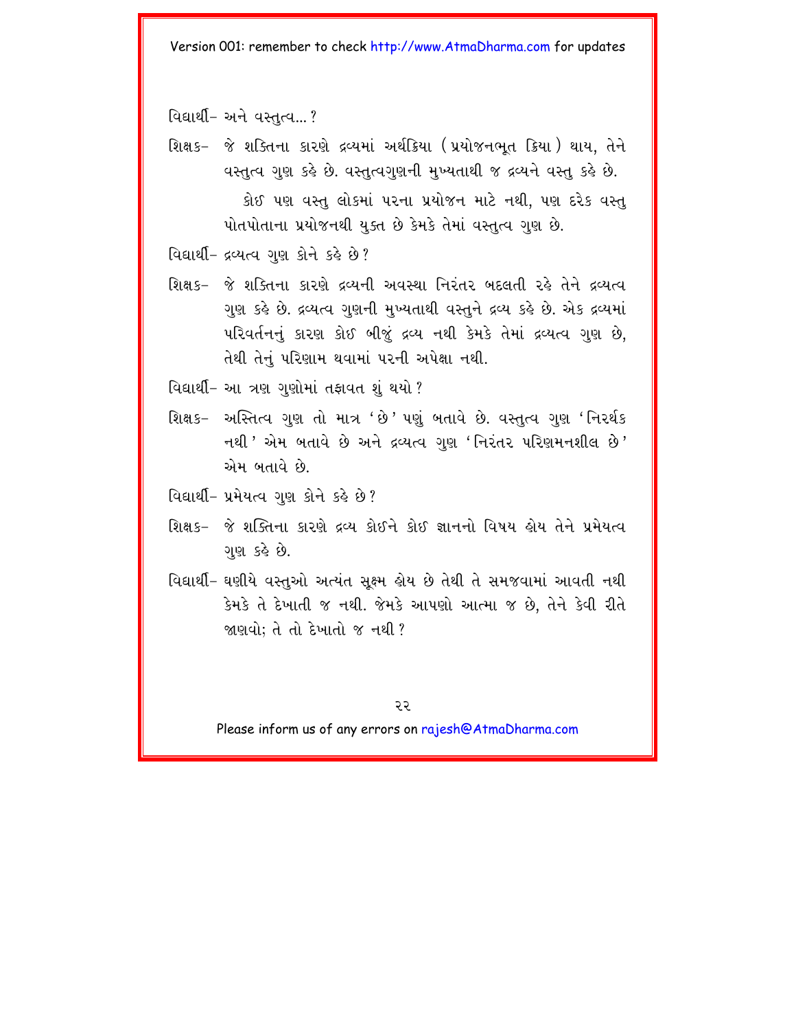વિદ્યાર્થી– અને વસ્તુત્વ... ?

શિક્ષક– જે શક્તિના કારણે દ્રવ્યમાં અર્થક્રિયા (પ્રયોજનભૂત ક્રિયા) થાય, તેને વસ્તુત્વ ગુણ કહે છે. વસ્તુત્વગુણની મુખ્યતાથી જ દ્રવ્યને વસ્તુ કહે છે.

કોઈ પણ વસ્તુ લોકમાં પરના પ્રયોજન માટે નથી, પણ દરેક વસ્તુ પોતપોતાના પ્રયોજનથી યુક્ત છે કેમકે તેમાં વસ્તુત્વ ગુણ છે.

વિદ્યાર્થી– દ્રવ્યત્વ ગુણ કોને કહે છે ?

શિક્ષક– જે શક્તિના કારણે દ્રવ્યની અવસ્થા નિરંતર બદલતી રહે તેને દ્રવ્યત્વ ગુણ કહે છે. દ્રવ્યત્વ ગુણની મુખ્યતાથી વસ્તુને દ્રવ્ય કહે છે. એક દ્રવ્યમાં પરિવર્તનનું કારણ કોઈ બીજું દ્રવ્ય નથી કેમકે તેમાં દ્રવ્યત્વ ગુણ છે, તેથી તેનું પરિણામ થવામાં પરની અપેક્ષા નથી.

વિદ્યાર્થી– આ ત્રણ ગુણોમાં તફાવત શું થયો ?

શિક્ષક– અસ્તિત્વ ગુણ તો માત્ર 'છે' પણું બતાવે છે. વસ્તુત્વ ગુણ 'નિરર્થક નથી' એમ બતાવે છે અને દ્રવ્યત્વ ગુણ 'નિરંતર પરિણમનશીલ છે' એમ બતાવે છે.

વિદ્યાર્થી– પ્રમેયત્વ ગુણ કોને કહે છે ?

શિક્ષક– જે શક્તિના કારણે દ્રવ્ય કોઈને કોઈ જ્ઞાનનો વિષય હોય તેને પ્રમેયત્વ ગુણ કહે છે.

વિદ્યાર્થી– ઘણીયે વસ્તુઓ અત્યંત સૂક્ષ્મ હોય છે તેથી તે સમજવામાં આવતી નથી કેમકે તે દેખાતી જ નથી. જેમકે આપણો આત્મા જ છે, તેને કેવી રીતે જાણવો; તે તો દેખાતો જ નથી ?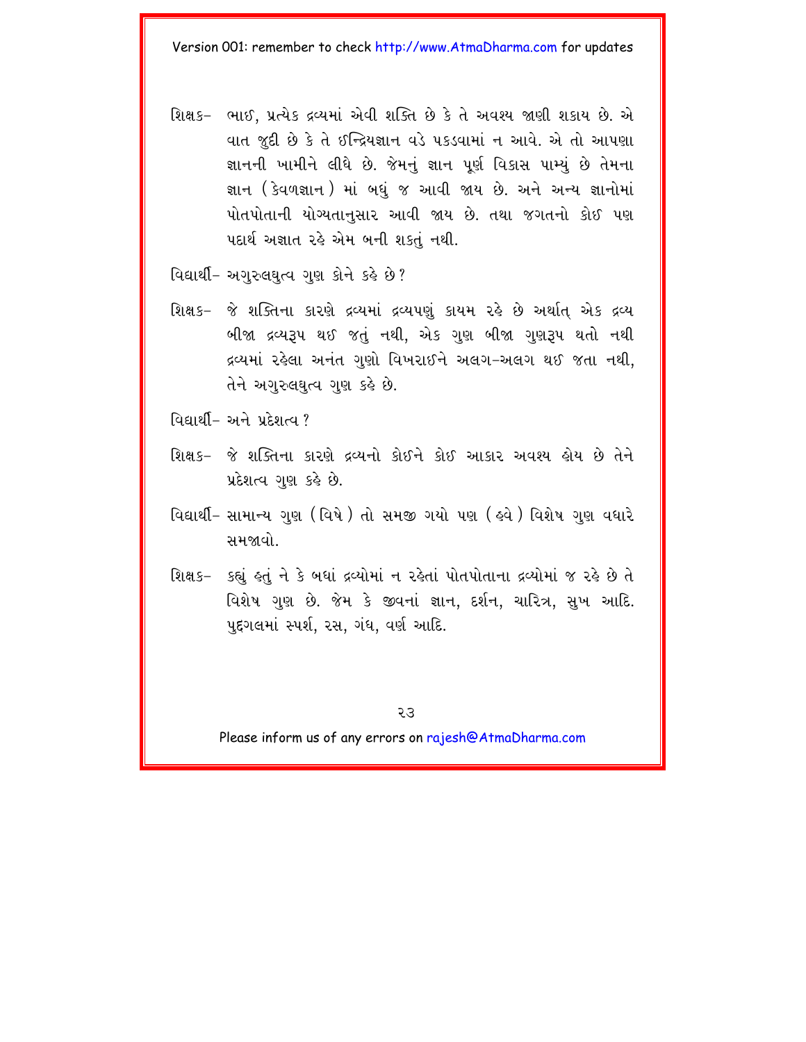શિક્ષક– ભાઈ, પ્રત્યેક દ્રવ્યમાં એવી શક્તિ છે કે તે અવશ્ય જાણી શકાય છે. એ વાત જુદી છે કે તે ઈન્દ્રિયજ્ઞાન વડે પકડવામાં ન આવે. એ તો આપણા જ્ઞાનની ખામીને લીધે છે. જેમનું જ્ઞાન પૂર્ણ વિકાસ પામ્યું છે તેમના જ્ઞાન (કેવળજ્ઞાન) માં બધું જ આવી જાય છે. અને અન્ય જ્ઞાનોમાં પોતપોતાની યોગ્યતાનુસાર આવી જાય છે. તથા જગતનો કોઈ પણ પદાર્થ અજ્ઞાત રહે એમ બની શકતું નથી.

વિદ્યાર્થી– અગુરુલઘુત્વ ગુણ કોને કહે છે?

શિક્ષક– જે શક્તિના કારણે દ્રવ્યમાં દ્રવ્યપણું કાયમ રહે છે અર્થાત્ એક દ્રવ્ય બીજા દ્રવ્યરૂપ થઈ જતું નથી, એક ગુણ બીજા ગુણરૂપ થતો નથી દ્રવ્યમાં રહેલા અનંત ગુણો વિખરાઈને અલગ-અલગ થઈ જતા નથી, તેને અગુરુલઘુત્વ ગુણ કહે છે.

વિદ્યાર્થી– અને પ્રદેશત્વ?

શિક્ષક– જે શક્તિના કારણે દ્રવ્યનો કોઈને કોઈ આકાર અવશ્ય હોય છે તેને પ્રદેશત્વ ગુણ કહે છે.

વિદ્યાર્થી– સામાન્ય ગુણ (વિષે) તો સમજી ગયો પણ (હવે) વિશેષ ગુણ વધારે સમજાવો.

શિક્ષક– કહ્યું હતું ને કે બધાં દ્રવ્યોમાં ન રહેતાં પોતપોતાના દ્રવ્યોમાં જ રહે છે તે વિશેષ ગુણ છે. જેમ કે જીવનાં જ્ઞાન, દર્શન, ચારિત્ર, સુખ આદિ. પુદ્ગલમાં સ્પર્શ, રસ, ગંધ, વર્ણ આદિ.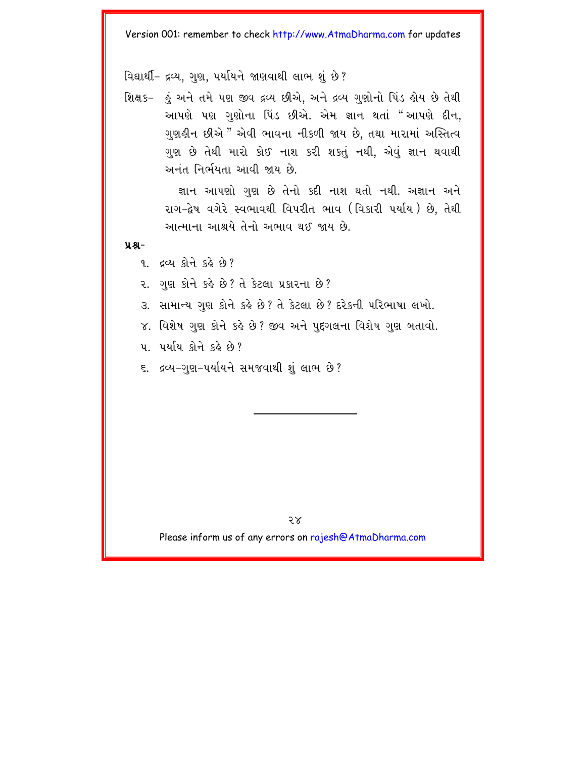વિદ્યાર્થી– દ્રવ્ય, ગુણ, પર્યાયને જાણવાથી લાભ શું છે?

શિક્ષક– હું અને તમે પણ જીવ દ્રવ્ય છીએ, અને દ્રવ્ય ગુણોનો પિંડ હોય છે તેથી આપણે પણ ગુણોના પિંડ છીએ. એમ જ્ઞાન થતાં "આપણે દીન, ગુણહીન છીએ" એવી ભાવના નીકળી જાય છે, તથા મારામાં અસ્તિત્વ ગુણ છે તેથી મારો કોઈ નાશ કરી શકતું નથી, એવું જ્ઞાન થવાથી અનંત નિર્ભયતા આવી જાય છે.

જ્ઞાન આપણો ગુણ છે તેનો કદી નાશ થતો નથી. અજ્ઞાન અને રાગ-દ્વેષ વગેરે સ્વભાવથી વિપરીત ભાવ (વિકારી પર્યાય) છે, તેથી આત્માના આશ્રયે તેનો અભાવ થઈ જાય છે.

**પ્રશ્ન–**

૧. દ્રવ્ય કોને કહે છે?

૨. ગુણ કોને કહે છે? તે કેટલા પ્રકારના છે?

૩. સામાન્ય ગુણ કોને કહે છે? તે કેટલા છે? દરેકની પરિભાષા લખો.

૪. વિશેષ ગુણ કોને કહે છે? જીવ અને પુદ્‌ગલના વિશેષ ગુણ બતાવો.

૫. પર્યાય કોને કહે છે?

૬. દ્રવ્ય-ગુણ-પર્યાયને સમજવાથી શું લાભ છે?

---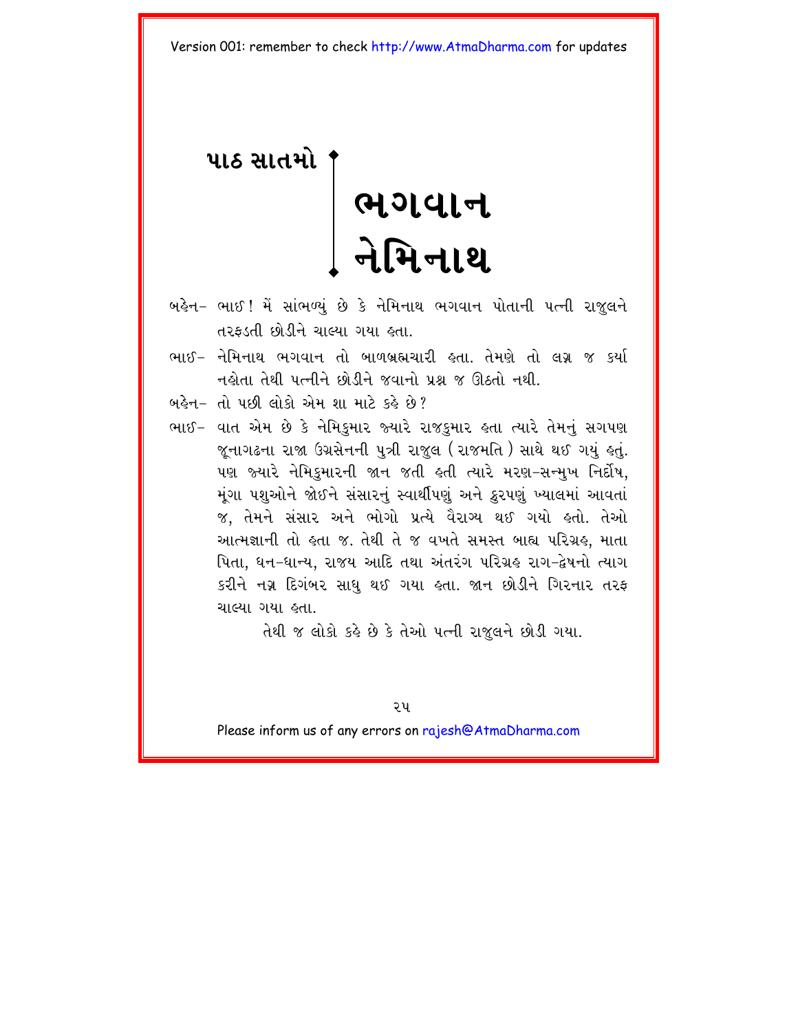## પાઠ સાતમો

# ભગવાન નેમિનાથ

બહેન– ભાઈ ! મેં સાંભળ્યું છે કે નેમિનાથ ભગવાન પોતાની પત્ની રાજુલને તરફડતી છોડીને ચાલ્યા ગયા હતા.

ભાઈ– નેમિનાથ ભગવાન તો બાળબ્રહ્મચારી હતા. તેમણે તો લગ્ન જ કર્યા નહોતા તેથી પત્નીને છોડીને જવાનો પ્રશ્ન જ ઊઠતો નથી.

બહેન– તો પછી લોકો એમ શા માટે કહે છે ?

ભાઈ– વાત એમ છે કે નેમિકુમાર જ્યારે રાજકુમાર હતા ત્યારે તેમનું સગપણ જૂનાગઢના રાજા ઉગ્રસેનની પુત્રી રાજુલ ( રાજમતિ ) સાથે થઈ ગયું હતું. પણ જ્યારે નેમિકુમારની જાન જતી હતી ત્યારે મરણ-સન્મુખ નિર્દોષ, મૂંગા પશુઓને જોઈને સંસારનું સ્વાર્થીપણું અને ક્રૂરપણું ખ્યાલમાં આવતાં જ, તેમને સંસાર અને ભોગો પ્રત્યે વૈરાગ્ય થઈ ગયો હતો. તેઓ આત્મજ્ઞાની તો હતા જ. તેથી તે જ વખતે સમસ્ત બાહ્ય પરિગ્રહ, માતા પિતા, ધન-ધાન્ય, રાજય આદિ તથા અંતરંગ પરિગ્રહ રાગ-દ્વેષનો ત્યાગ કરીને નગ્ન દિગંબર સાધુ થઈ ગયા હતા. જાન છોડીને ગિરનાર તરફ ચાલ્યા ગયા હતા.

તેથી જ લોકો કહે છે કે તેઓ પત્ની રાજુલને છોડી ગયા.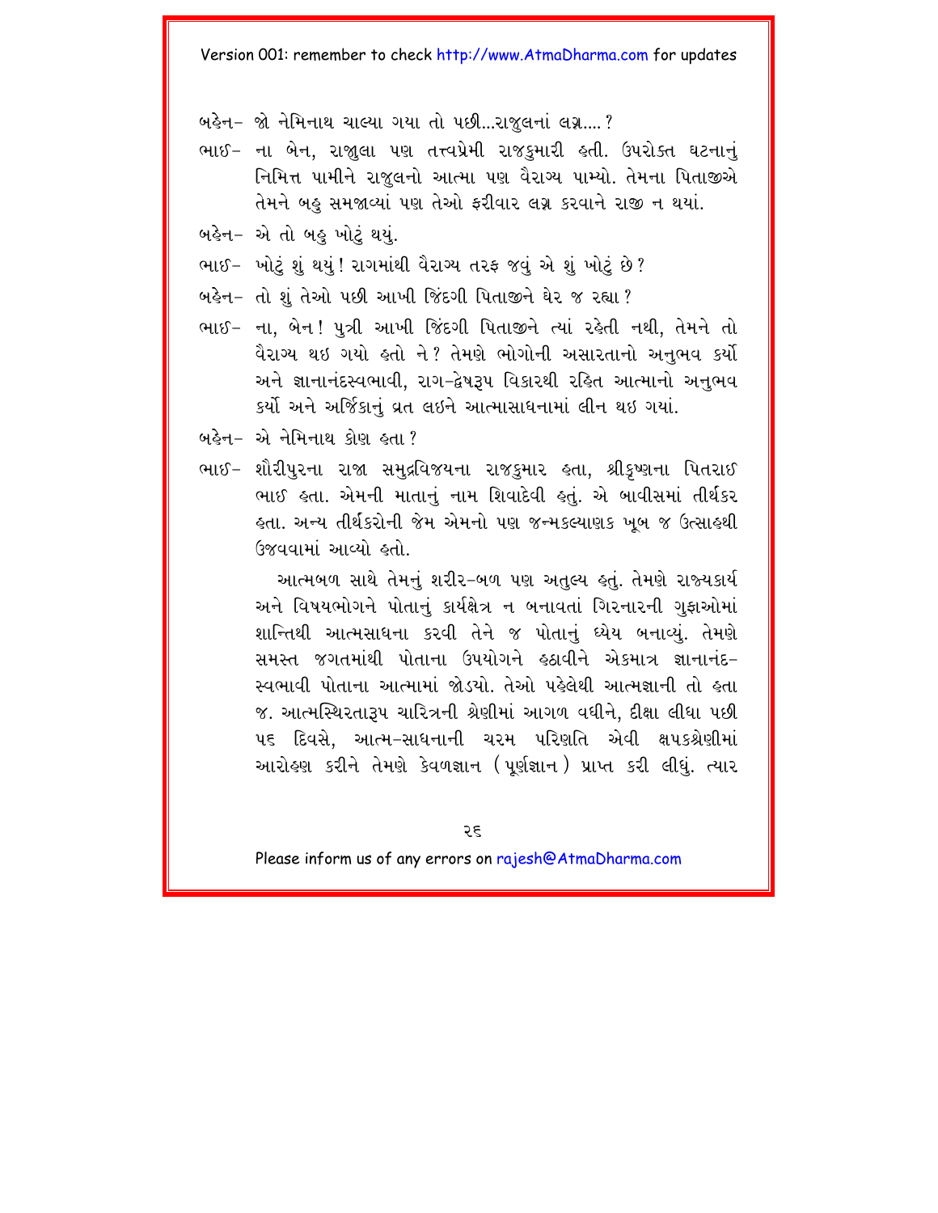બહેન– જો નેમિનાથ ચાલ્યા ગયા તો પછી...રાજુલનાં લગ્ન....?

ભાઈ– ના બેન, રાજુલા પણ તત્ત્વપ્રેમી રાજકુમારી હતી. ઉપરોક્ત ઘટનાનું નિમિત્ત પામીને રાજુલનો આત્મા પણ વૈરાગ્ય પામ્યો. તેમના પિતાજીએ તેમને બહુ સમજાવ્યાં પણ તેઓ ફરીવાર લગ્ન કરવાને રાજી ન થયાં.

બહેન– એ તો બહુ ખોટું થયું.

ભાઈ– ખોટું શું થયું! રાગમાંથી વૈરાગ્ય તરફ જવું એ શું ખોટું છે?

બહેન– તો શું તેઓ પછી આખી જિંદગી પિતાજીને ઘેર જ રહ્યા?

ભાઈ– ના, બેન! પુત્રી આખી જિંદગી પિતાજીને ત્યાં રહેતી નથી, તેમને તો વૈરાગ્ય થઇ ગયો હતો ને? તેમણે ભોગોની અસારતાનો અનુભવ કર્યો અને જ્ઞાનાનંદસ્વભાવી, રાગ-દ્વેષરૂપ વિકારથી રહિત આત્માનો અનુભવ કર્યો અને અર્જિકાનું વ્રત લઇને આત્માસાધનામાં લીન થઇ ગયાં.

બહેન– એ નેમિનાથ કોણ હતા?

ભાઈ– શૌરીપુરના રાજા સમુદ્રવિજયના રાજકુમાર હતા, શ્રીકૃષ્ણના પિતરાઈ ભાઈ હતા. એમની માતાનું નામ શિવાદેવી હતું. એ બાવીસમાં તીર્થંકર હતા. અન્ય તીર્થંકરોની જેમ એમનો પણ જન્મકલ્યાણક ખૂબ જ ઉત્સાહથી ઉજવવામાં આવ્યો હતો.

આત્મબળ સાથે તેમનું શરીર-બળ પણ અતુલ્ય હતું. તેમણે રાજ્યકાર્ય અને વિષયભોગને પોતાનું કાર્યક્ષેત્ર ન બનાવતાં ગિરનારની ગુફાઓમાં શાન્તિથી આત્મસાધના કરવી તેને જ પોતાનું ધ્યેય બનાવ્યું. તેમણે સમસ્ત જગતમાંથી પોતાના ઉપયોગને હઠાવીને એકમાત્ર જ્ઞાનાનંદ-સ્વભાવી પોતાના આત્મામાં જોડયો. તેઓ પહેલેથી આત્મજ્ઞાની તો હતા જ. આત્મસ્થિરતારૂપ ચારિત્રની શ્રેણીમાં આગળ વધીને, દીક્ષા લીધા પછી ૫૬ દિવસે, આત્મ-સાધનાની ચરમ પરિણતિ એવી ક્ષપકશ્રેણીમાં આરોહણ કરીને તેમણે કેવળજ્ઞાન (પૂર્ણજ્ઞાન) પ્રાપ્ત કરી લીધું. ત્યાર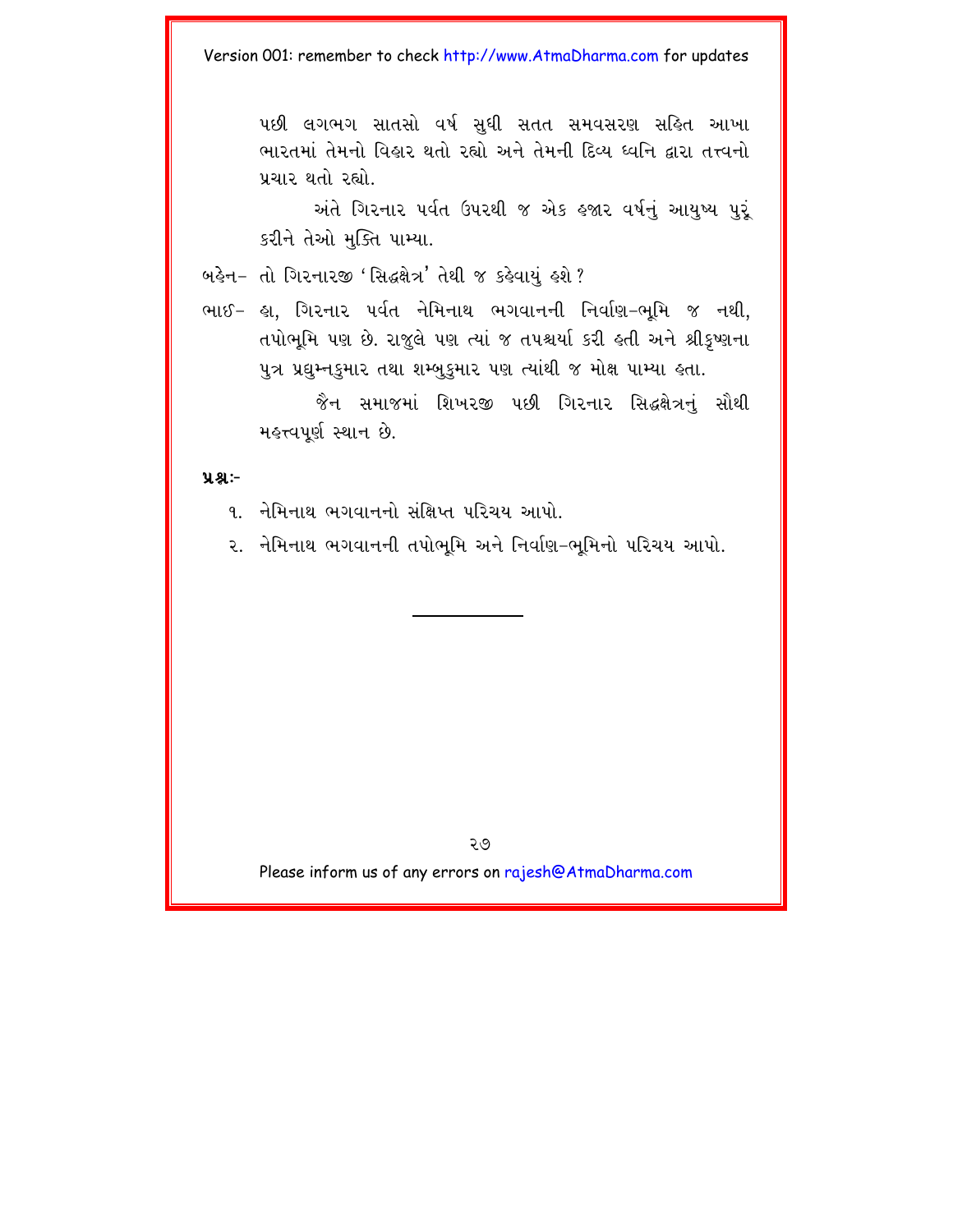પછી લગભગ સાતસો વર્ષ સુધી સતત સમવસરણ સહિત આખા ભારતમાં તેમનો વિહાર થતો રહ્યો અને તેમની દિવ્ય ધ્વનિ દ્વારા તત્ત્વનો પ્રચાર થતો રહ્યો.

અંતે ગિરનાર પર્વત ઉપરથી જ એક હજાર વર્ષનું આયુષ્ય પુરૂં કરીને તેઓ મુક્તિ પામ્યા.

બહેન– તો ગિરનારજી 'સિદ્ધક્ષેત્ર' તેથી જ કહેવાયું હશે?

ભાઈ– હા, ગિરનાર પર્વત નેમિનાથ ભગવાનની નિર્વાણ-ભૂમિ જ નથી, તપોભૂમિ પણ છે. રાજુલે પણ ત્યાં જ તપશ્ચર્યા કરી હતી અને શ્રીકૃષ્ણના પુત્ર પ્રદ્યુમ્નકુમાર તથા શમ્ભુકુમાર પણ ત્યાંથી જ મોક્ષ પામ્યા હતા.

જૈન સમાજમાં શિખરજી પછી ગિરનાર સિદ્ધક્ષેત્રનું સૌથી મહત્ત્વપૂર્ણ સ્થાન છે.

**પ્રશ્ન:-**

૧. નેમિનાથ ભગવાનનો સંક્ષિપ્ત પરિચય આપો.

૨. નેમિનાથ ભગવાનની તપોભૂમિ અને નિર્વાણ-ભૂમિનો પરિચય આપો.

---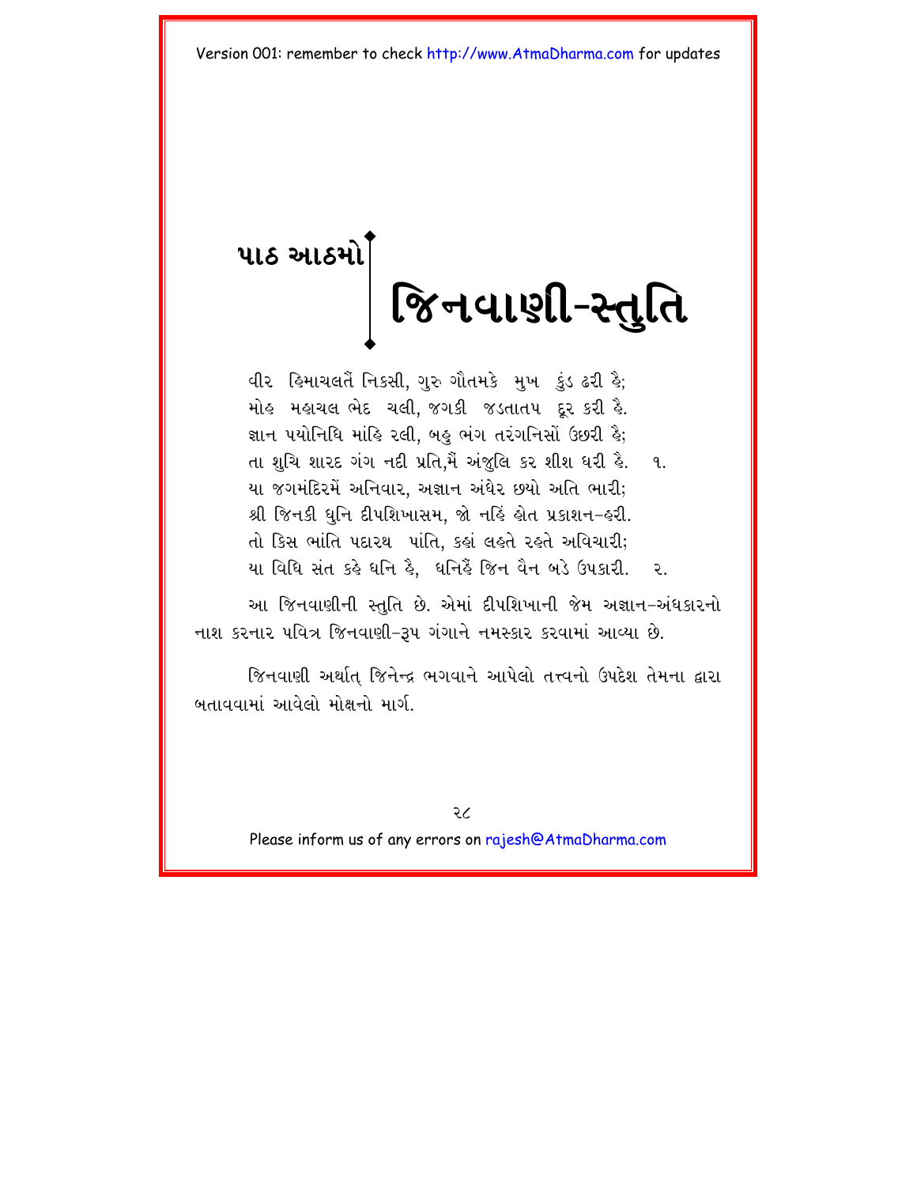## પાઠ આઠમો

# જિનવાણી-સ્તુતિ

વીર હિમાચલતૈં નિકસી, ગુરુ ગૌતમકે મુખ કુંડ ઢરી હૈ;
મોહ મહાચલ ભેદ ચલી, જગકી જડતાતપ દૂર કરી હૈ.
જ્ઞાન પયોનિધિ માંહિ રલી, બહુ ભંગ તરંગનિસોં ઉછરી હૈ;
તા શુચિ શારદ ગંગ નદી પ્રતિ,મૈં અંજુલિ કર શીશ ધરી હૈ. ૧.
યા જગમંદિરમેં અનિવાર, અજ્ઞાન અંધેર છયો અતિ ભારી;
શ્રી જિનકી ધુનિ દીપશિખાસમ, જો નહિં હોત પ્રકાશન-હરી.
તો કિસ ભાંતિ પદારથ પાંતિ, કહાં લહતે રહતે અવિચારી;
યા વિધિ સંત કહે ધનિ હૈ, ધનિહૈં જિન વૈન બડે ઉપકારી. ૨.

આ જિનવાણીની સ્તુતિ છે. એમાં દીપશિખાની જેમ અજ્ઞાન-અંધકારનો નાશ કરનાર પવિત્ર જિનવાણી-રૂપ ગંગાને નમસ્કાર કરવામાં આવ્યા છે.

જિનવાણી અર્થાત્ જિનેન્દ્ર ભગવાને આપેલો તત્ત્વનો ઉપદેશ તેમના દ્વારા બતાવવામાં આવેલો મોક્ષનો માર્ગ.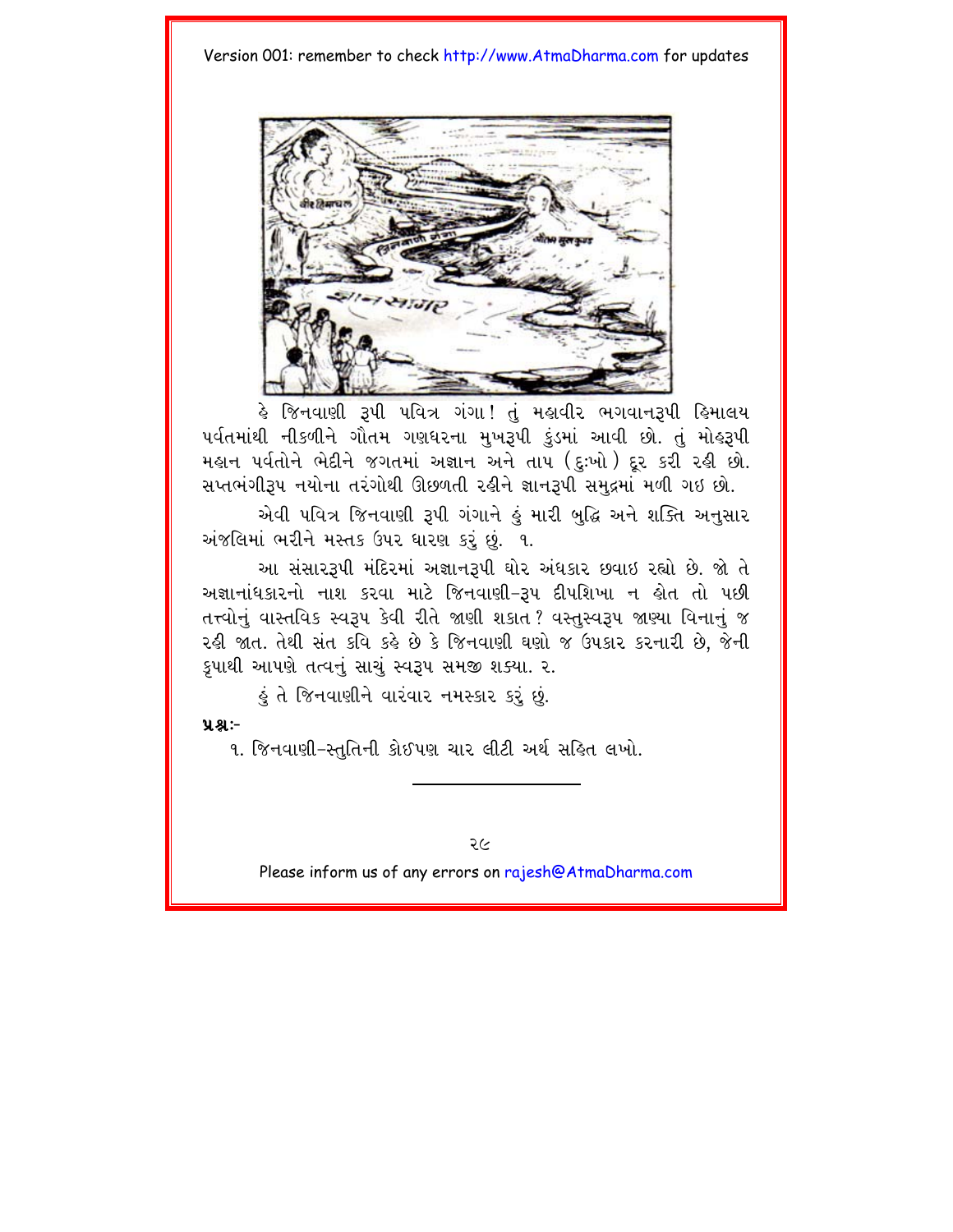હે જિનવાણી રૂપી પવિત્ર ગંગા! તું મહાવીર ભગવાનરૂપી હિમાલય પર્વતમાંથી નીકળીને ગૌતમ ગણધરના મુખરૂપી કુંડમાં આવી છો. તું મોહરૂપી મહાન પર્વતોને ભેદીને જગતમાં અજ્ઞાન અને તાપ (દુઃખો) દૂર કરી રહી છો. સપ્તભંગીરૂપ નયોના તરંગોથી ઊછળતી રહીને જ્ઞાનરૂપી સમુદ્રમાં મળી ગઇ છો.

એવી પવિત્ર જિનવાણી રૂપી ગંગાને હું મારી બુદ્ધિ અને શક્તિ અનુસાર અંજલિમાં ભરીને મસ્તક ઉપર ધારણ કરું છું. ૧.

આ સંસારરૂપી મંદિરમાં અજ્ઞાનરૂપી ઘોર અંધકાર છવાઇ રહ્યો છે. જો તે અજ્ઞાનાંધકારનો નાશ કરવા માટે જિનવાણી-રૂપ દીપશિખા ન હોત તો પછી તત્ત્વોનું વાસ્તવિક સ્વરૂપ કેવી રીતે જાણી શકાત? વસ્તુસ્વરૂપ જાણ્યા વિનાનું જ રહી જાત. તેથી સંત કવિ કહે છે કે જિનવાણી ઘણો જ ઉપકાર કરનારી છે, જેની કૃપાથી આપણે તત્વનું સાચું સ્વરૂપ સમજી શક્યા. ૨.

હું તે જિનવાણીને વારંવાર નમસ્કાર કરું છું.

**પ્રશ્ન:-**

૧. જિનવાણી-સ્તુતિની કોઇપણ ચાર લીટી અર્થ સહિત લખો.